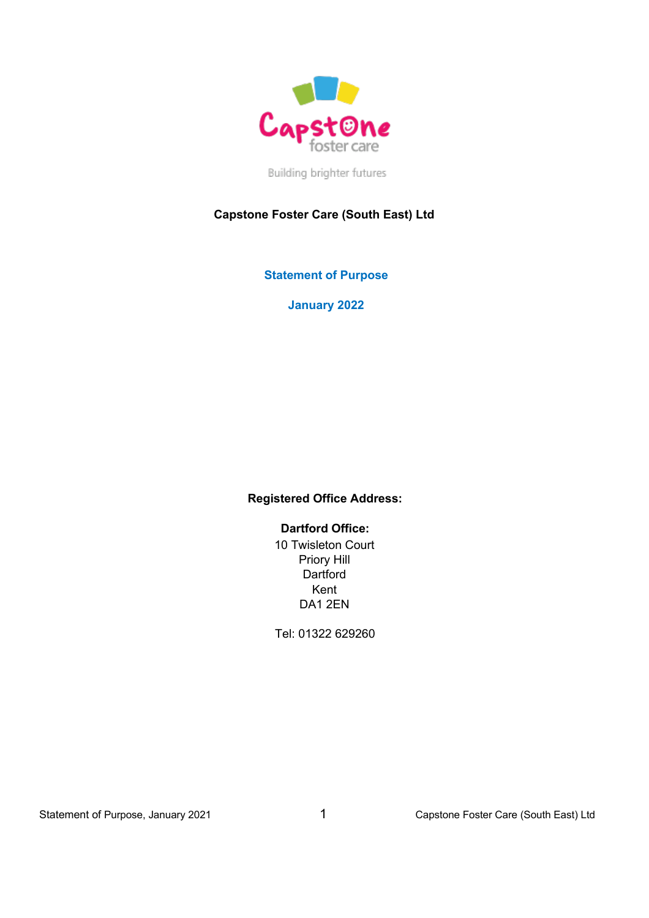Capstone foster care

Building brighter futures

**Capstone Foster Care (South East) Ltd**

# Statement of Purpose

## January 2022

**Registered Office Address:**

**Dartford Office:**
10 Twisleton Court
Priory Hill
Dartford
Kent
DA1 2EN

Tel: 01322 629260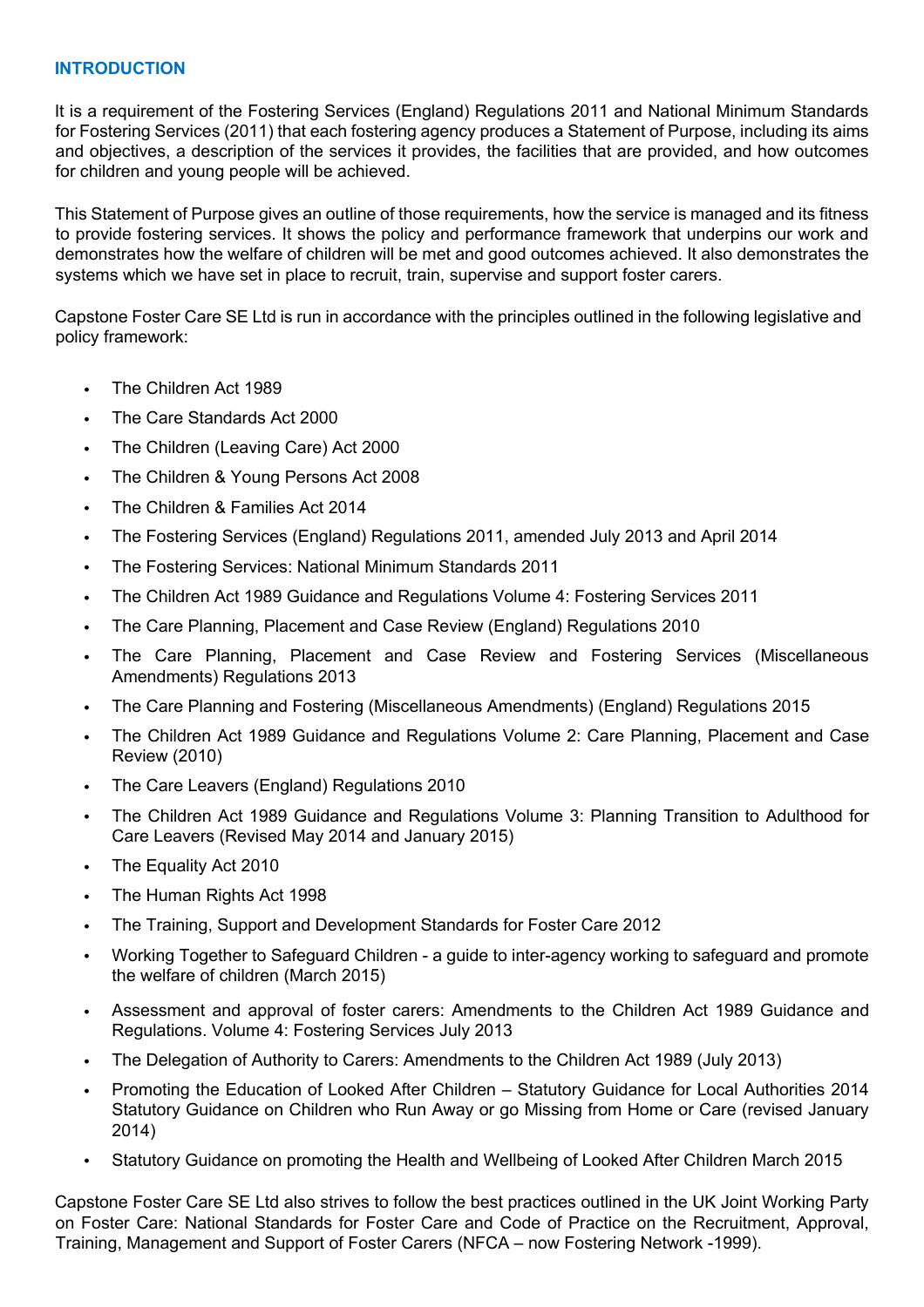## INTRODUCTION

It is a requirement of the Fostering Services (England) Regulations 2011 and National Minimum Standards for Fostering Services (2011) that each fostering agency produces a Statement of Purpose, including its aims and objectives, a description of the services it provides, the facilities that are provided, and how outcomes for children and young people will be achieved.

This Statement of Purpose gives an outline of those requirements, how the service is managed and its fitness to provide fostering services. It shows the policy and performance framework that underpins our work and demonstrates how the welfare of children will be met and good outcomes achieved. It also demonstrates the systems which we have set in place to recruit, train, supervise and support foster carers.

Capstone Foster Care SE Ltd is run in accordance with the principles outlined in the following legislative and policy framework:

- The Children Act 1989
- The Care Standards Act 2000
- The Children (Leaving Care) Act 2000
- The Children & Young Persons Act 2008
- The Children & Families Act 2014
- The Fostering Services (England) Regulations 2011, amended July 2013 and April 2014
- The Fostering Services: National Minimum Standards 2011
- The Children Act 1989 Guidance and Regulations Volume 4: Fostering Services 2011
- The Care Planning, Placement and Case Review (England) Regulations 2010
- The Care Planning, Placement and Case Review and Fostering Services (Miscellaneous Amendments) Regulations 2013
- The Care Planning and Fostering (Miscellaneous Amendments) (England) Regulations 2015
- The Children Act 1989 Guidance and Regulations Volume 2: Care Planning, Placement and Case Review (2010)
- The Care Leavers (England) Regulations 2010
- The Children Act 1989 Guidance and Regulations Volume 3: Planning Transition to Adulthood for Care Leavers (Revised May 2014 and January 2015)
- The Equality Act 2010
- The Human Rights Act 1998
- The Training, Support and Development Standards for Foster Care 2012
- Working Together to Safeguard Children - a guide to inter-agency working to safeguard and promote the welfare of children (March 2015)
- Assessment and approval of foster carers: Amendments to the Children Act 1989 Guidance and Regulations. Volume 4: Fostering Services July 2013
- The Delegation of Authority to Carers: Amendments to the Children Act 1989 (July 2013)
- Promoting the Education of Looked After Children – Statutory Guidance for Local Authorities 2014 Statutory Guidance on Children who Run Away or go Missing from Home or Care (revised January 2014)
- Statutory Guidance on promoting the Health and Wellbeing of Looked After Children March 2015

Capstone Foster Care SE Ltd also strives to follow the best practices outlined in the UK Joint Working Party on Foster Care: National Standards for Foster Care and Code of Practice on the Recruitment, Approval, Training, Management and Support of Foster Carers (NFCA – now Fostering Network -1999).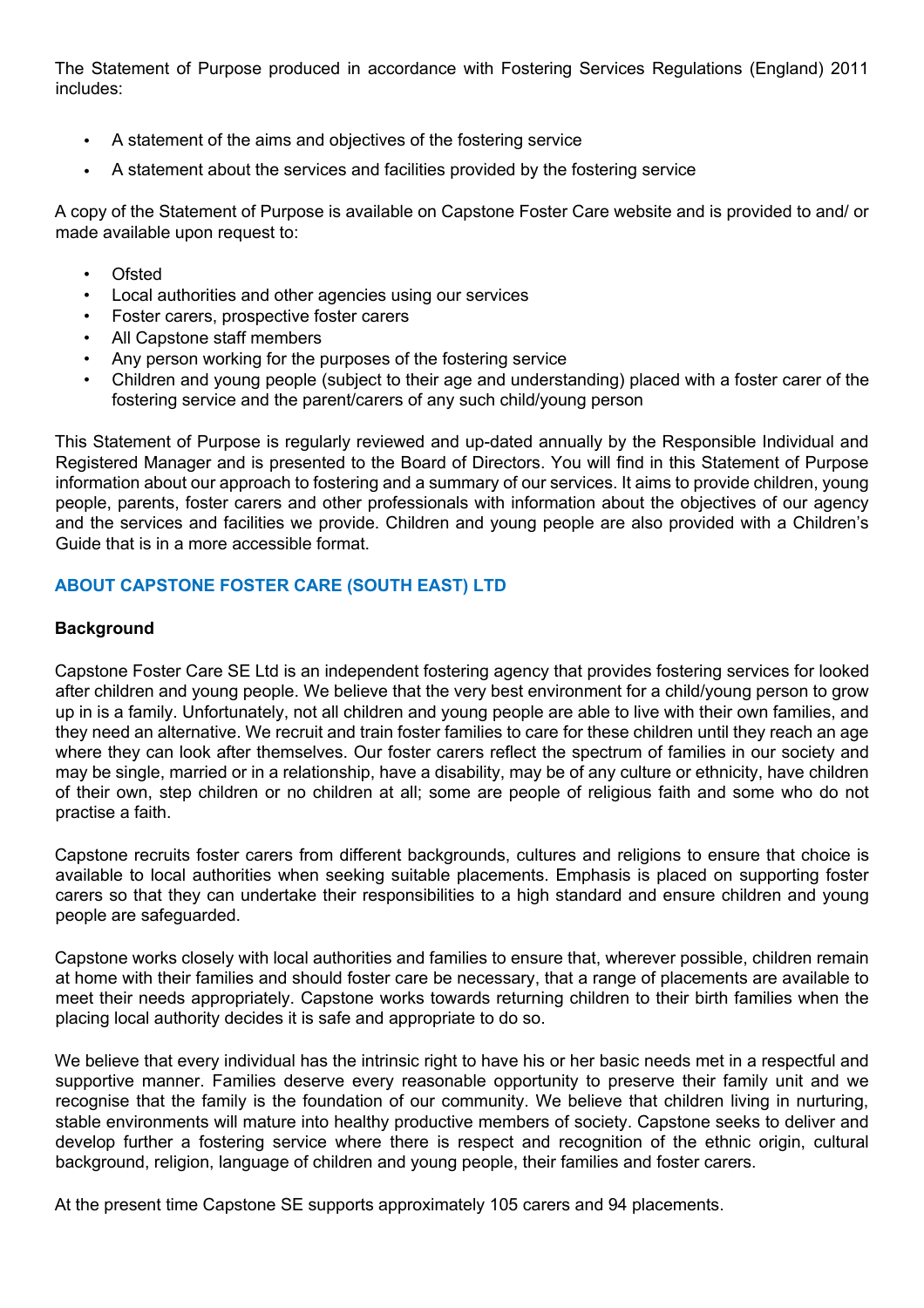The Statement of Purpose produced in accordance with Fostering Services Regulations (England) 2011 includes:

- A statement of the aims and objectives of the fostering service
- A statement about the services and facilities provided by the fostering service

A copy of the Statement of Purpose is available on Capstone Foster Care website and is provided to and/ or made available upon request to:

- Ofsted
- Local authorities and other agencies using our services
- Foster carers, prospective foster carers
- All Capstone staff members
- Any person working for the purposes of the fostering service
- Children and young people (subject to their age and understanding) placed with a foster carer of the fostering service and the parent/carers of any such child/young person

This Statement of Purpose is regularly reviewed and up-dated annually by the Responsible Individual and Registered Manager and is presented to the Board of Directors. You will find in this Statement of Purpose information about our approach to fostering and a summary of our services. It aims to provide children, young people, parents, foster carers and other professionals with information about the objectives of our agency and the services and facilities we provide. Children and young people are also provided with a Children's Guide that is in a more accessible format.

## ABOUT CAPSTONE FOSTER CARE (SOUTH EAST) LTD

### Background

Capstone Foster Care SE Ltd is an independent fostering agency that provides fostering services for looked after children and young people. We believe that the very best environment for a child/young person to grow up in is a family. Unfortunately, not all children and young people are able to live with their own families, and they need an alternative. We recruit and train foster families to care for these children until they reach an age where they can look after themselves. Our foster carers reflect the spectrum of families in our society and may be single, married or in a relationship, have a disability, may be of any culture or ethnicity, have children of their own, step children or no children at all; some are people of religious faith and some who do not practise a faith.

Capstone recruits foster carers from different backgrounds, cultures and religions to ensure that choice is available to local authorities when seeking suitable placements. Emphasis is placed on supporting foster carers so that they can undertake their responsibilities to a high standard and ensure children and young people are safeguarded.

Capstone works closely with local authorities and families to ensure that, wherever possible, children remain at home with their families and should foster care be necessary, that a range of placements are available to meet their needs appropriately. Capstone works towards returning children to their birth families when the placing local authority decides it is safe and appropriate to do so.

We believe that every individual has the intrinsic right to have his or her basic needs met in a respectful and supportive manner. Families deserve every reasonable opportunity to preserve their family unit and we recognise that the family is the foundation of our community. We believe that children living in nurturing, stable environments will mature into healthy productive members of society. Capstone seeks to deliver and develop further a fostering service where there is respect and recognition of the ethnic origin, cultural background, religion, language of children and young people, their families and foster carers.

At the present time Capstone SE supports approximately 105 carers and 94 placements.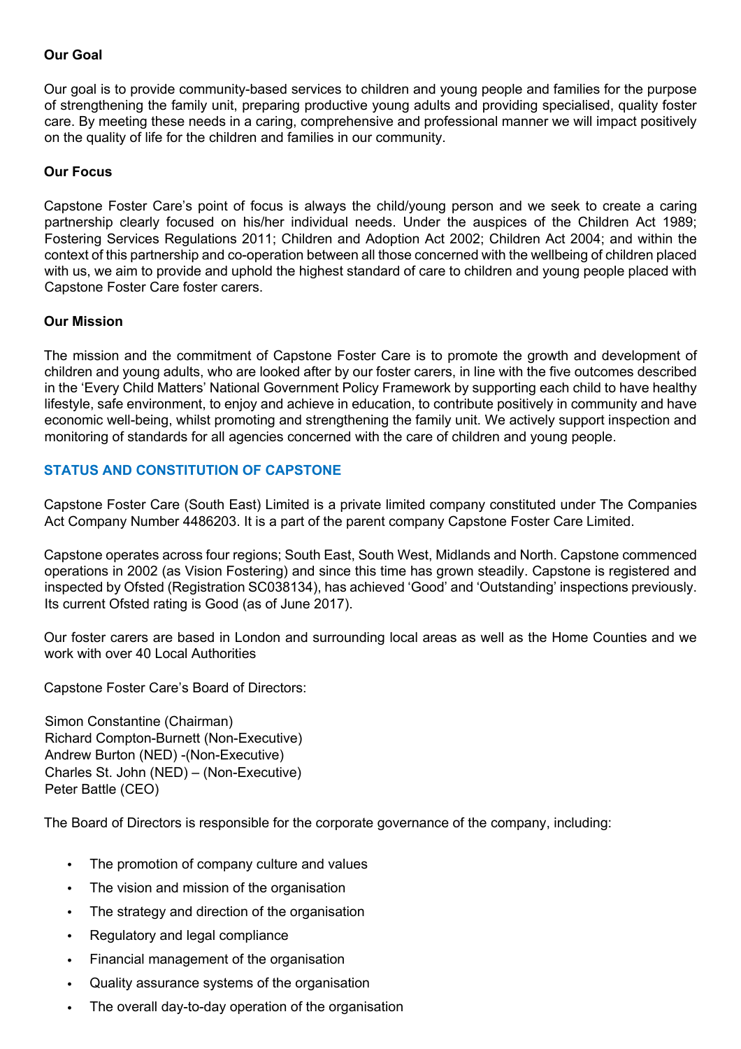**Our Goal**

Our goal is to provide community-based services to children and young people and families for the purpose of strengthening the family unit, preparing productive young adults and providing specialised, quality foster care. By meeting these needs in a caring, comprehensive and professional manner we will impact positively on the quality of life for the children and families in our community.

**Our Focus**

Capstone Foster Care's point of focus is always the child/young person and we seek to create a caring partnership clearly focused on his/her individual needs. Under the auspices of the Children Act 1989; Fostering Services Regulations 2011; Children and Adoption Act 2002; Children Act 2004; and within the context of this partnership and co-operation between all those concerned with the wellbeing of children placed with us, we aim to provide and uphold the highest standard of care to children and young people placed with Capstone Foster Care foster carers.

**Our Mission**

The mission and the commitment of Capstone Foster Care is to promote the growth and development of children and young adults, who are looked after by our foster carers, in line with the five outcomes described in the 'Every Child Matters' National Government Policy Framework by supporting each child to have healthy lifestyle, safe environment, to enjoy and achieve in education, to contribute positively in community and have economic well-being, whilst promoting and strengthening the family unit. We actively support inspection and monitoring of standards for all agencies concerned with the care of children and young people.

## STATUS AND CONSTITUTION OF CAPSTONE

Capstone Foster Care (South East) Limited is a private limited company constituted under The Companies Act Company Number 4486203. It is a part of the parent company Capstone Foster Care Limited.

Capstone operates across four regions; South East, South West, Midlands and North. Capstone commenced operations in 2002 (as Vision Fostering) and since this time has grown steadily. Capstone is registered and inspected by Ofsted (Registration SC038134), has achieved 'Good' and 'Outstanding' inspections previously. Its current Ofsted rating is Good (as of June 2017).

Our foster carers are based in London and surrounding local areas as well as the Home Counties and we work with over 40 Local Authorities

Capstone Foster Care's Board of Directors:

Simon Constantine (Chairman)
Richard Compton-Burnett (Non-Executive)
Andrew Burton (NED) -(Non-Executive)
Charles St. John (NED) – (Non-Executive)
Peter Battle (CEO)

The Board of Directors is responsible for the corporate governance of the company, including:

- The promotion of company culture and values
- The vision and mission of the organisation
- The strategy and direction of the organisation
- Regulatory and legal compliance
- Financial management of the organisation
- Quality assurance systems of the organisation
- The overall day-to-day operation of the organisation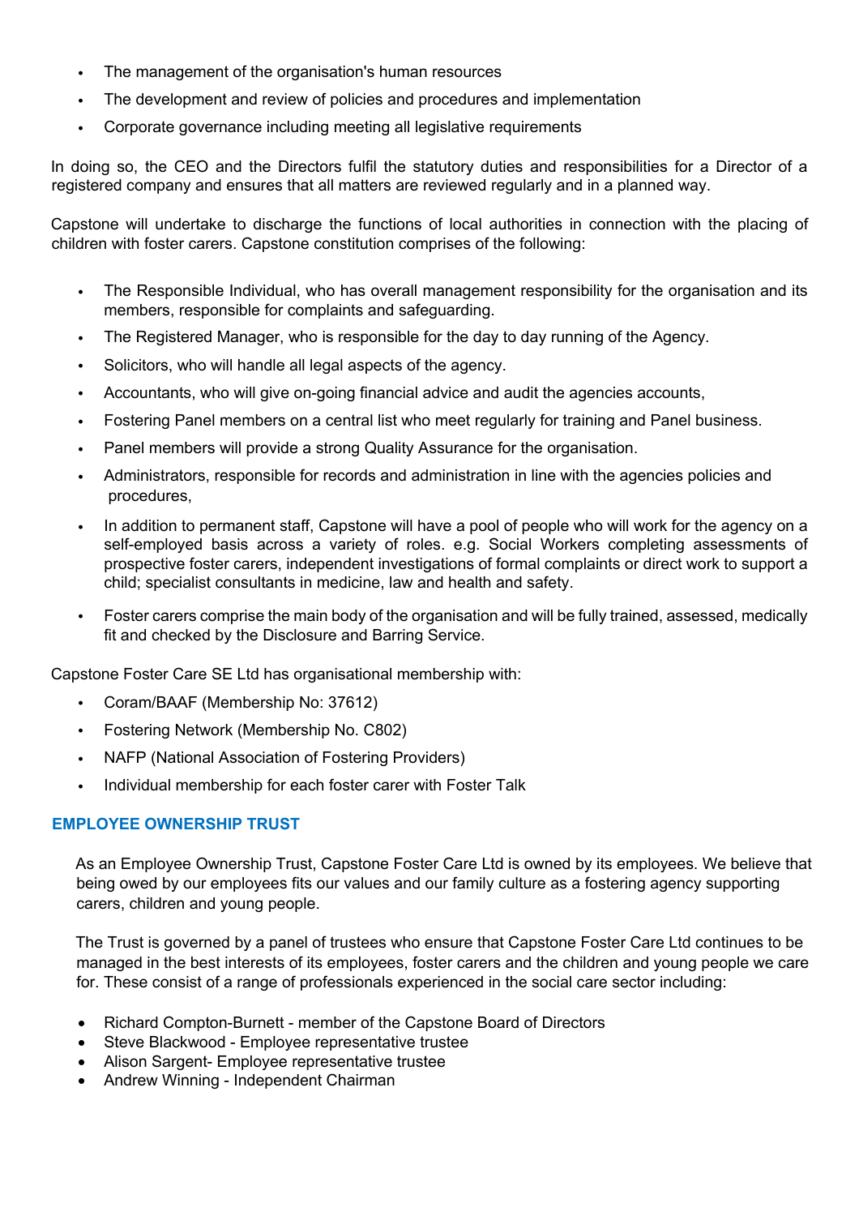- The management of the organisation's human resources
- The development and review of policies and procedures and implementation
- Corporate governance including meeting all legislative requirements

In doing so, the CEO and the Directors fulfil the statutory duties and responsibilities for a Director of a registered company and ensures that all matters are reviewed regularly and in a planned way.

Capstone will undertake to discharge the functions of local authorities in connection with the placing of children with foster carers. Capstone constitution comprises of the following:

- The Responsible Individual, who has overall management responsibility for the organisation and its members, responsible for complaints and safeguarding.
- The Registered Manager, who is responsible for the day to day running of the Agency.
- Solicitors, who will handle all legal aspects of the agency.
- Accountants, who will give on-going financial advice and audit the agencies accounts,
- Fostering Panel members on a central list who meet regularly for training and Panel business.
- Panel members will provide a strong Quality Assurance for the organisation.
- Administrators, responsible for records and administration in line with the agencies policies and procedures,
- In addition to permanent staff, Capstone will have a pool of people who will work for the agency on a self-employed basis across a variety of roles. e.g. Social Workers completing assessments of prospective foster carers, independent investigations of formal complaints or direct work to support a child; specialist consultants in medicine, law and health and safety.
- Foster carers comprise the main body of the organisation and will be fully trained, assessed, medically fit and checked by the Disclosure and Barring Service.

Capstone Foster Care SE Ltd has organisational membership with:

- Coram/BAAF (Membership No: 37612)
- Fostering Network (Membership No. C802)
- NAFP (National Association of Fostering Providers)
- Individual membership for each foster carer with Foster Talk

## EMPLOYEE OWNERSHIP TRUST

As an Employee Ownership Trust, Capstone Foster Care Ltd is owned by its employees. We believe that being owed by our employees fits our values and our family culture as a fostering agency supporting carers, children and young people.

The Trust is governed by a panel of trustees who ensure that Capstone Foster Care Ltd continues to be managed in the best interests of its employees, foster carers and the children and young people we care for. These consist of a range of professionals experienced in the social care sector including:

- Richard Compton-Burnett - member of the Capstone Board of Directors
- Steve Blackwood - Employee representative trustee
- Alison Sargent- Employee representative trustee
- Andrew Winning - Independent Chairman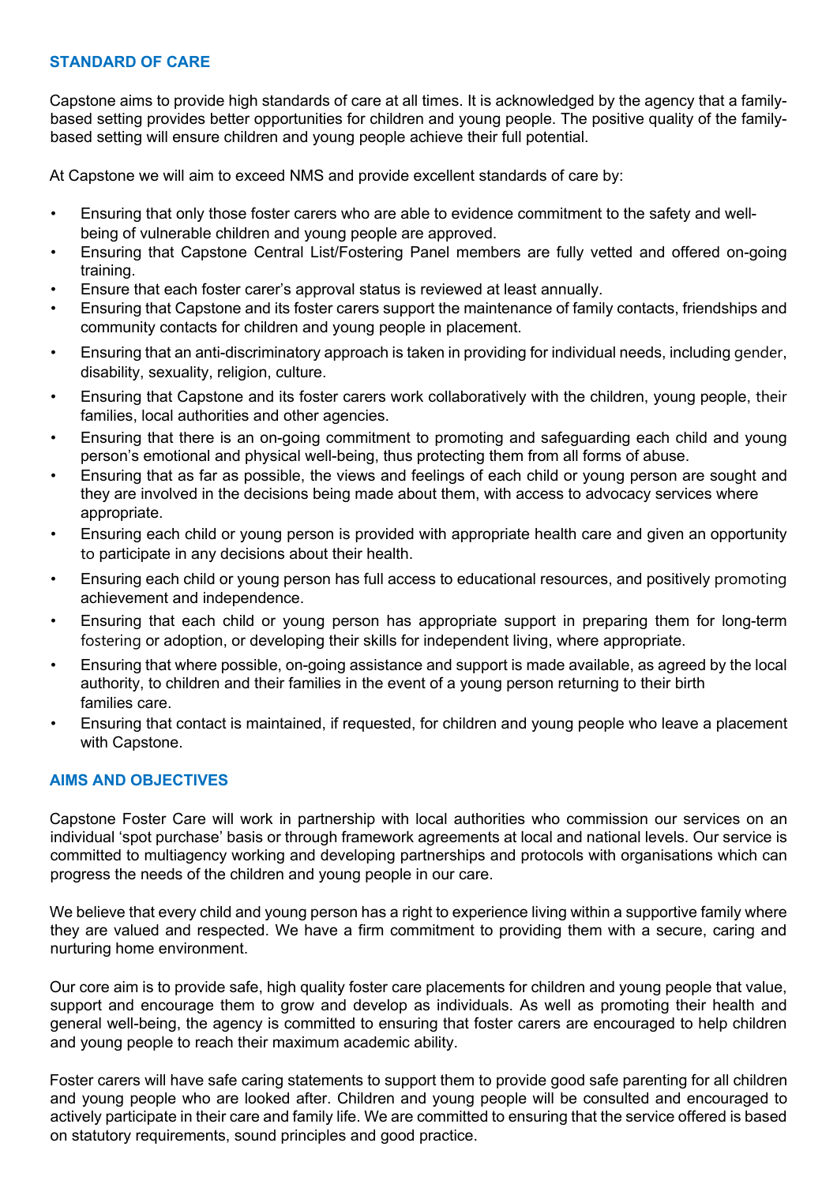## STANDARD OF CARE

Capstone aims to provide high standards of care at all times. It is acknowledged by the agency that a family-based setting provides better opportunities for children and young people. The positive quality of the family-based setting will ensure children and young people achieve their full potential.

At Capstone we will aim to exceed NMS and provide excellent standards of care by:

- Ensuring that only those foster carers who are able to evidence commitment to the safety and well-being of vulnerable children and young people are approved.
- Ensuring that Capstone Central List/Fostering Panel members are fully vetted and offered on-going training.
- Ensure that each foster carer's approval status is reviewed at least annually.
- Ensuring that Capstone and its foster carers support the maintenance of family contacts, friendships and community contacts for children and young people in placement.
- Ensuring that an anti-discriminatory approach is taken in providing for individual needs, including gender, disability, sexuality, religion, culture.
- Ensuring that Capstone and its foster carers work collaboratively with the children, young people, their families, local authorities and other agencies.
- Ensuring that there is an on-going commitment to promoting and safeguarding each child and young person's emotional and physical well-being, thus protecting them from all forms of abuse.
- Ensuring that as far as possible, the views and feelings of each child or young person are sought and they are involved in the decisions being made about them, with access to advocacy services where appropriate.
- Ensuring each child or young person is provided with appropriate health care and given an opportunity to participate in any decisions about their health.
- Ensuring each child or young person has full access to educational resources, and positively promoting achievement and independence.
- Ensuring that each child or young person has appropriate support in preparing them for long-term fostering or adoption, or developing their skills for independent living, where appropriate.
- Ensuring that where possible, on-going assistance and support is made available, as agreed by the local authority, to children and their families in the event of a young person returning to their birth families care.
- Ensuring that contact is maintained, if requested, for children and young people who leave a placement with Capstone.

## AIMS AND OBJECTIVES

Capstone Foster Care will work in partnership with local authorities who commission our services on an individual 'spot purchase' basis or through framework agreements at local and national levels. Our service is committed to multiagency working and developing partnerships and protocols with organisations which can progress the needs of the children and young people in our care.

We believe that every child and young person has a right to experience living within a supportive family where they are valued and respected. We have a firm commitment to providing them with a secure, caring and nurturing home environment.

Our core aim is to provide safe, high quality foster care placements for children and young people that value, support and encourage them to grow and develop as individuals. As well as promoting their health and general well-being, the agency is committed to ensuring that foster carers are encouraged to help children and young people to reach their maximum academic ability.

Foster carers will have safe caring statements to support them to provide good safe parenting for all children and young people who are looked after. Children and young people will be consulted and encouraged to actively participate in their care and family life. We are committed to ensuring that the service offered is based on statutory requirements, sound principles and good practice.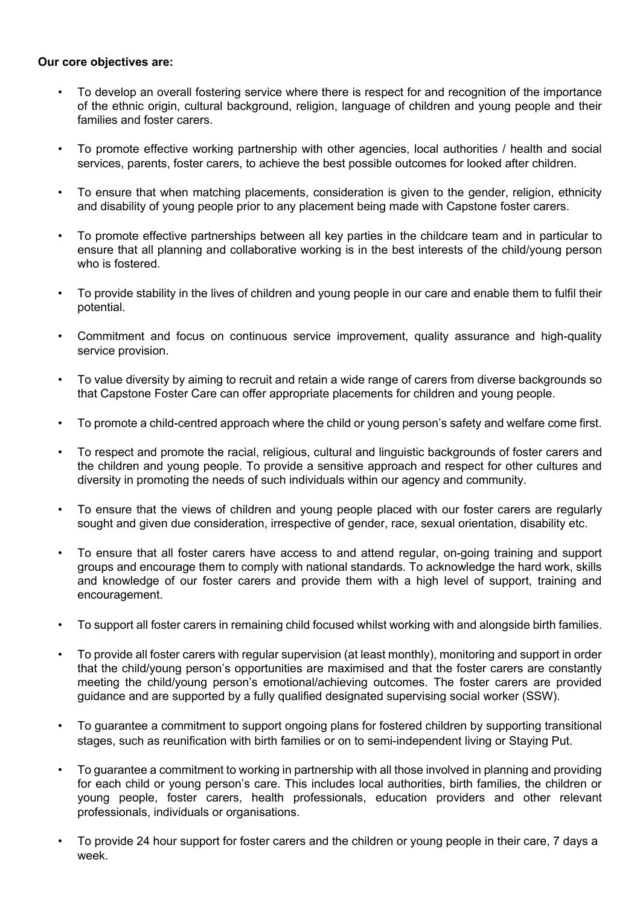**Our core objectives are:**

- To develop an overall fostering service where there is respect for and recognition of the importance of the ethnic origin, cultural background, religion, language of children and young people and their families and foster carers.
- To promote effective working partnership with other agencies, local authorities / health and social services, parents, foster carers, to achieve the best possible outcomes for looked after children.
- To ensure that when matching placements, consideration is given to the gender, religion, ethnicity and disability of young people prior to any placement being made with Capstone foster carers.
- To promote effective partnerships between all key parties in the childcare team and in particular to ensure that all planning and collaborative working is in the best interests of the child/young person who is fostered.
- To provide stability in the lives of children and young people in our care and enable them to fulfil their potential.
- Commitment and focus on continuous service improvement, quality assurance and high-quality service provision.
- To value diversity by aiming to recruit and retain a wide range of carers from diverse backgrounds so that Capstone Foster Care can offer appropriate placements for children and young people.
- To promote a child-centred approach where the child or young person's safety and welfare come first.
- To respect and promote the racial, religious, cultural and linguistic backgrounds of foster carers and the children and young people. To provide a sensitive approach and respect for other cultures and diversity in promoting the needs of such individuals within our agency and community.
- To ensure that the views of children and young people placed with our foster carers are regularly sought and given due consideration, irrespective of gender, race, sexual orientation, disability etc.
- To ensure that all foster carers have access to and attend regular, on-going training and support groups and encourage them to comply with national standards. To acknowledge the hard work, skills and knowledge of our foster carers and provide them with a high level of support, training and encouragement.
- To support all foster carers in remaining child focused whilst working with and alongside birth families.
- To provide all foster carers with regular supervision (at least monthly), monitoring and support in order that the child/young person's opportunities are maximised and that the foster carers are constantly meeting the child/young person's emotional/achieving outcomes. The foster carers are provided guidance and are supported by a fully qualified designated supervising social worker (SSW).
- To guarantee a commitment to support ongoing plans for fostered children by supporting transitional stages, such as reunification with birth families or on to semi-independent living or Staying Put.
- To guarantee a commitment to working in partnership with all those involved in planning and providing for each child or young person's care. This includes local authorities, birth families, the children or young people, foster carers, health professionals, education providers and other relevant professionals, individuals or organisations.
- To provide 24 hour support for foster carers and the children or young people in their care, 7 days a week.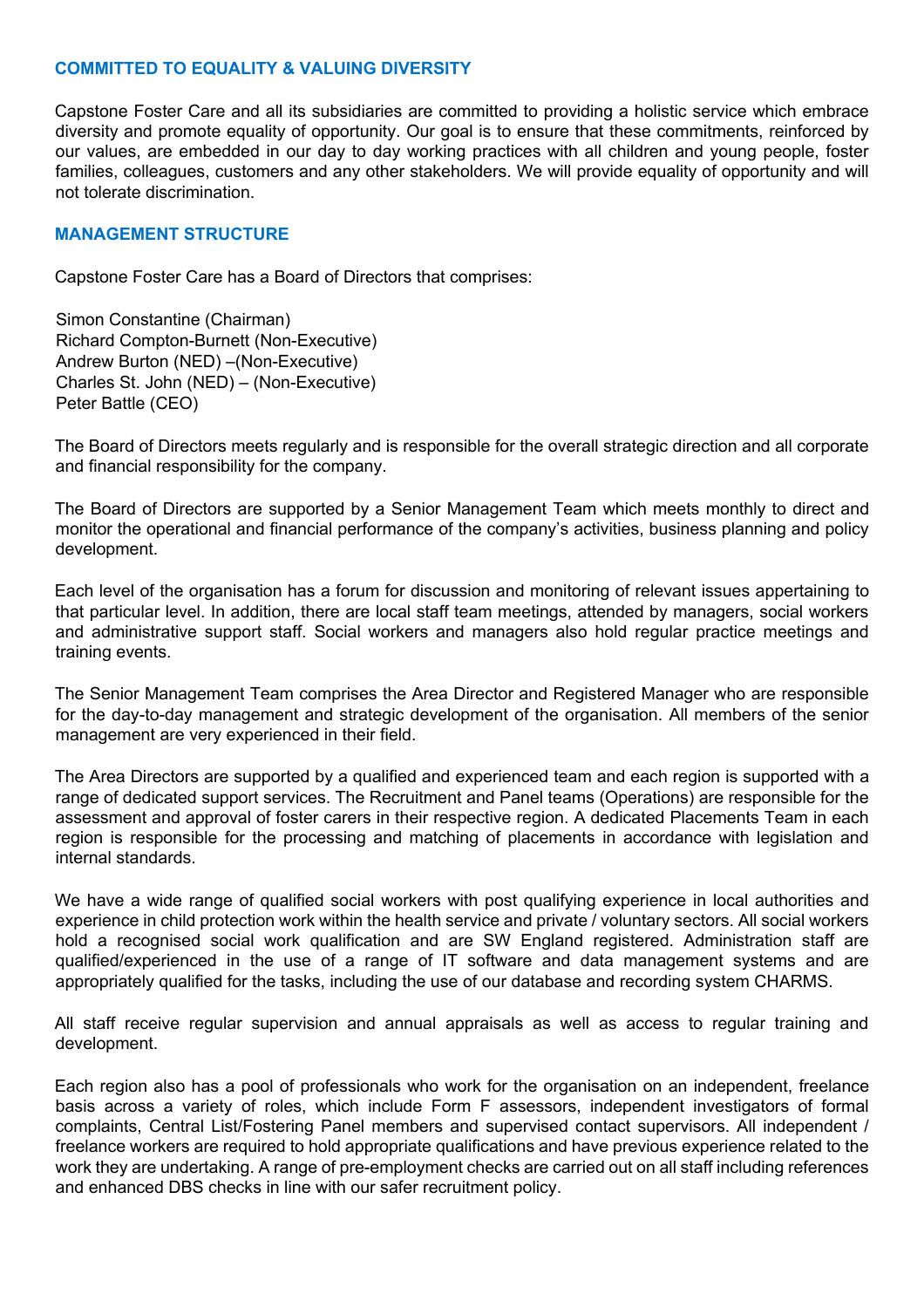## COMMITTED TO EQUALITY & VALUING DIVERSITY

Capstone Foster Care and all its subsidiaries are committed to providing a holistic service which embrace diversity and promote equality of opportunity. Our goal is to ensure that these commitments, reinforced by our values, are embedded in our day to day working practices with all children and young people, foster families, colleagues, customers and any other stakeholders. We will provide equality of opportunity and will not tolerate discrimination.

## MANAGEMENT STRUCTURE

Capstone Foster Care has a Board of Directors that comprises:

Simon Constantine (Chairman)
Richard Compton-Burnett (Non-Executive)
Andrew Burton (NED) –(Non-Executive)
Charles St. John (NED) – (Non-Executive)
Peter Battle (CEO)

The Board of Directors meets regularly and is responsible for the overall strategic direction and all corporate and financial responsibility for the company.

The Board of Directors are supported by a Senior Management Team which meets monthly to direct and monitor the operational and financial performance of the company's activities, business planning and policy development.

Each level of the organisation has a forum for discussion and monitoring of relevant issues appertaining to that particular level. In addition, there are local staff team meetings, attended by managers, social workers and administrative support staff. Social workers and managers also hold regular practice meetings and training events.

The Senior Management Team comprises the Area Director and Registered Manager who are responsible for the day-to-day management and strategic development of the organisation. All members of the senior management are very experienced in their field.

The Area Directors are supported by a qualified and experienced team and each region is supported with a range of dedicated support services. The Recruitment and Panel teams (Operations) are responsible for the assessment and approval of foster carers in their respective region. A dedicated Placements Team in each region is responsible for the processing and matching of placements in accordance with legislation and internal standards.

We have a wide range of qualified social workers with post qualifying experience in local authorities and experience in child protection work within the health service and private / voluntary sectors. All social workers hold a recognised social work qualification and are SW England registered. Administration staff are qualified/experienced in the use of a range of IT software and data management systems and are appropriately qualified for the tasks, including the use of our database and recording system CHARMS.

All staff receive regular supervision and annual appraisals as well as access to regular training and development.

Each region also has a pool of professionals who work for the organisation on an independent, freelance basis across a variety of roles, which include Form F assessors, independent investigators of formal complaints, Central List/Fostering Panel members and supervised contact supervisors. All independent / freelance workers are required to hold appropriate qualifications and have previous experience related to the work they are undertaking. A range of pre-employment checks are carried out on all staff including references and enhanced DBS checks in line with our safer recruitment policy.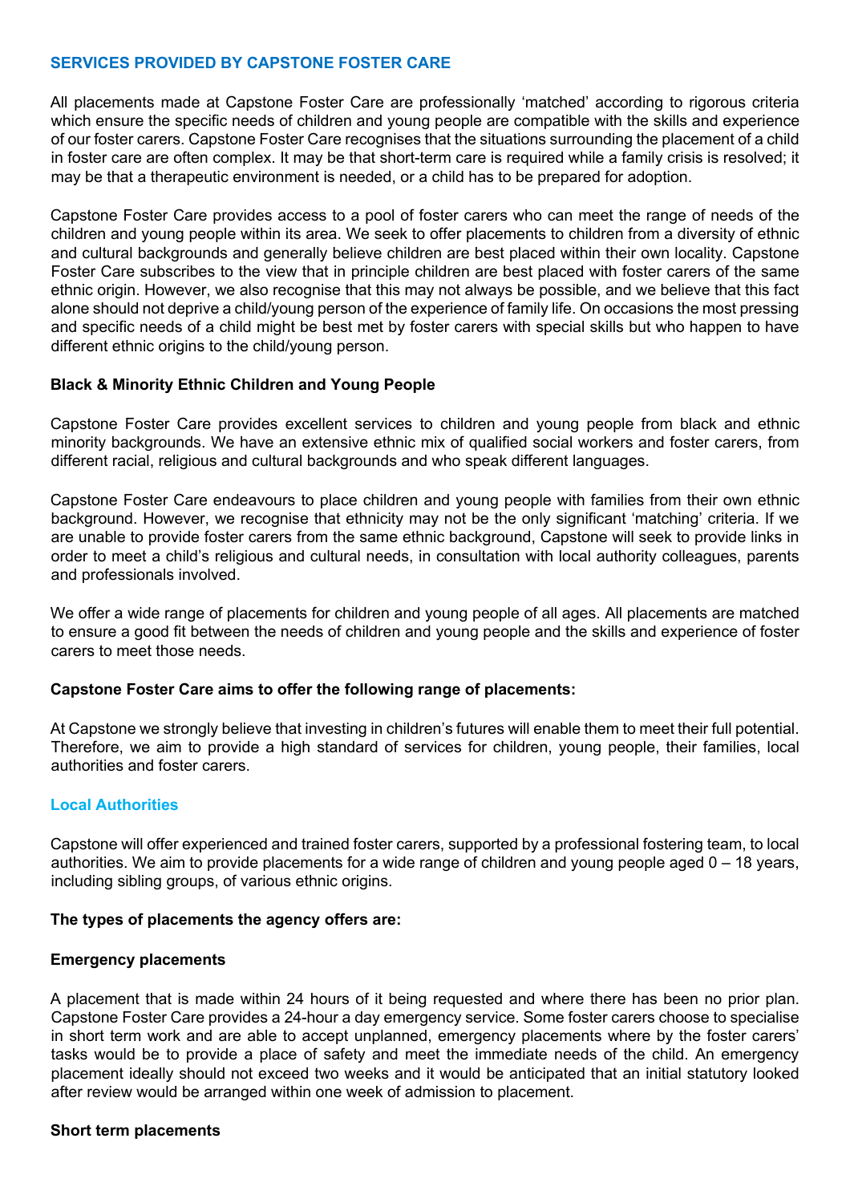## SERVICES PROVIDED BY CAPSTONE FOSTER CARE

All placements made at Capstone Foster Care are professionally 'matched' according to rigorous criteria which ensure the specific needs of children and young people are compatible with the skills and experience of our foster carers. Capstone Foster Care recognises that the situations surrounding the placement of a child in foster care are often complex. It may be that short-term care is required while a family crisis is resolved; it may be that a therapeutic environment is needed, or a child has to be prepared for adoption.

Capstone Foster Care provides access to a pool of foster carers who can meet the range of needs of the children and young people within its area. We seek to offer placements to children from a diversity of ethnic and cultural backgrounds and generally believe children are best placed within their own locality. Capstone Foster Care subscribes to the view that in principle children are best placed with foster carers of the same ethnic origin. However, we also recognise that this may not always be possible, and we believe that this fact alone should not deprive a child/young person of the experience of family life. On occasions the most pressing and specific needs of a child might be best met by foster carers with special skills but who happen to have different ethnic origins to the child/young person.

**Black & Minority Ethnic Children and Young People**

Capstone Foster Care provides excellent services to children and young people from black and ethnic minority backgrounds. We have an extensive ethnic mix of qualified social workers and foster carers, from different racial, religious and cultural backgrounds and who speak different languages.

Capstone Foster Care endeavours to place children and young people with families from their own ethnic background. However, we recognise that ethnicity may not be the only significant 'matching' criteria. If we are unable to provide foster carers from the same ethnic background, Capstone will seek to provide links in order to meet a child's religious and cultural needs, in consultation with local authority colleagues, parents and professionals involved.

We offer a wide range of placements for children and young people of all ages. All placements are matched to ensure a good fit between the needs of children and young people and the skills and experience of foster carers to meet those needs.

**Capstone Foster Care aims to offer the following range of placements:**

At Capstone we strongly believe that investing in children's futures will enable them to meet their full potential. Therefore, we aim to provide a high standard of services for children, young people, their families, local authorities and foster carers.

### Local Authorities

Capstone will offer experienced and trained foster carers, supported by a professional fostering team, to local authorities. We aim to provide placements for a wide range of children and young people aged 0 – 18 years, including sibling groups, of various ethnic origins.

**The types of placements the agency offers are:**

**Emergency placements**

A placement that is made within 24 hours of it being requested and where there has been no prior plan. Capstone Foster Care provides a 24-hour a day emergency service. Some foster carers choose to specialise in short term work and are able to accept unplanned, emergency placements where by the foster carers' tasks would be to provide a place of safety and meet the immediate needs of the child. An emergency placement ideally should not exceed two weeks and it would be anticipated that an initial statutory looked after review would be arranged within one week of admission to placement.

**Short term placements**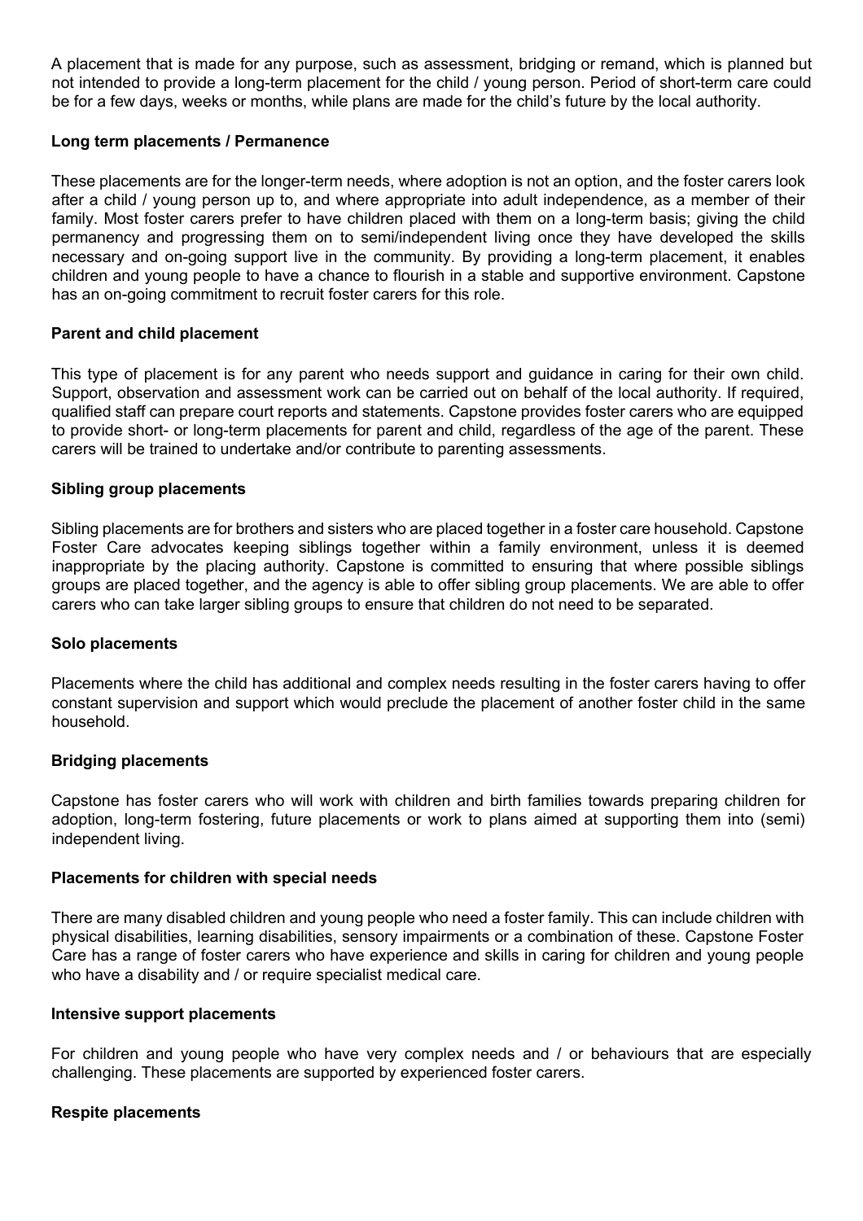A placement that is made for any purpose, such as assessment, bridging or remand, which is planned but not intended to provide a long-term placement for the child / young person. Period of short-term care could be for a few days, weeks or months, while plans are made for the child's future by the local authority.

**Long term placements / Permanence**

These placements are for the longer-term needs, where adoption is not an option, and the foster carers look after a child / young person up to, and where appropriate into adult independence, as a member of their family. Most foster carers prefer to have children placed with them on a long-term basis; giving the child permanency and progressing them on to semi/independent living once they have developed the skills necessary and on-going support live in the community. By providing a long-term placement, it enables children and young people to have a chance to flourish in a stable and supportive environment. Capstone has an on-going commitment to recruit foster carers for this role.

**Parent and child placement**

This type of placement is for any parent who needs support and guidance in caring for their own child. Support, observation and assessment work can be carried out on behalf of the local authority. If required, qualified staff can prepare court reports and statements. Capstone provides foster carers who are equipped to provide short- or long-term placements for parent and child, regardless of the age of the parent. These carers will be trained to undertake and/or contribute to parenting assessments.

**Sibling group placements**

Sibling placements are for brothers and sisters who are placed together in a foster care household. Capstone Foster Care advocates keeping siblings together within a family environment, unless it is deemed inappropriate by the placing authority. Capstone is committed to ensuring that where possible siblings groups are placed together, and the agency is able to offer sibling group placements. We are able to offer carers who can take larger sibling groups to ensure that children do not need to be separated.

**Solo placements**

Placements where the child has additional and complex needs resulting in the foster carers having to offer constant supervision and support which would preclude the placement of another foster child in the same household.

**Bridging placements**

Capstone has foster carers who will work with children and birth families towards preparing children for adoption, long-term fostering, future placements or work to plans aimed at supporting them into (semi) independent living.

**Placements for children with special needs**

There are many disabled children and young people who need a foster family. This can include children with physical disabilities, learning disabilities, sensory impairments or a combination of these. Capstone Foster Care has a range of foster carers who have experience and skills in caring for children and young people who have a disability and / or require specialist medical care.

**Intensive support placements**

For children and young people who have very complex needs and / or behaviours that are especially challenging. These placements are supported by experienced foster carers.

**Respite placements**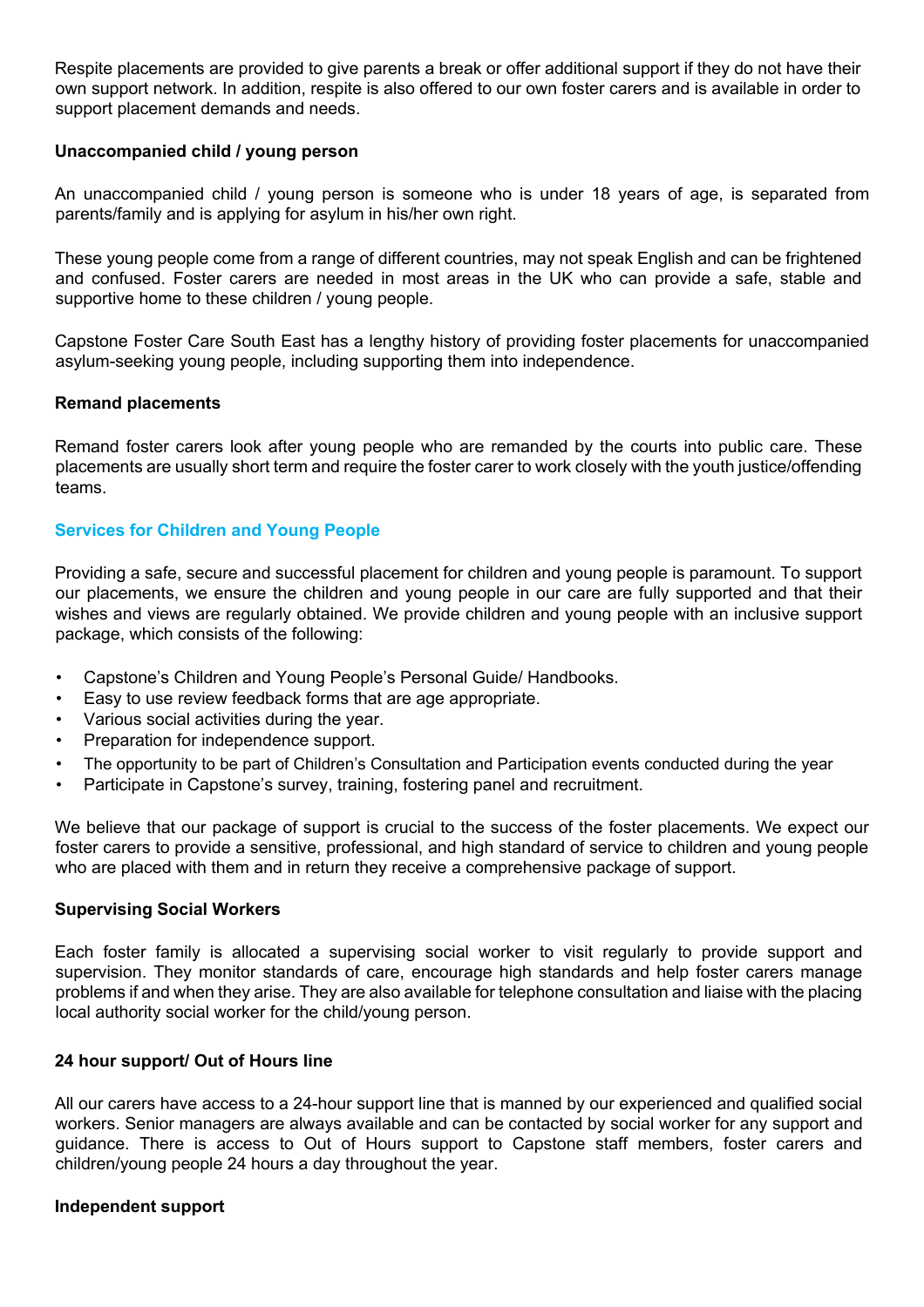Respite placements are provided to give parents a break or offer additional support if they do not have their own support network. In addition, respite is also offered to our own foster carers and is available in order to support placement demands and needs.

**Unaccompanied child / young person**

An unaccompanied child / young person is someone who is under 18 years of age, is separated from parents/family and is applying for asylum in his/her own right.

These young people come from a range of different countries, may not speak English and can be frightened and confused. Foster carers are needed in most areas in the UK who can provide a safe, stable and supportive home to these children / young people.

Capstone Foster Care South East has a lengthy history of providing foster placements for unaccompanied asylum-seeking young people, including supporting them into independence.

**Remand placements**

Remand foster carers look after young people who are remanded by the courts into public care. These placements are usually short term and require the foster carer to work closely with the youth justice/offending teams.

## Services for Children and Young People

Providing a safe, secure and successful placement for children and young people is paramount. To support our placements, we ensure the children and young people in our care are fully supported and that their wishes and views are regularly obtained. We provide children and young people with an inclusive support package, which consists of the following:

- Capstone's Children and Young People's Personal Guide/ Handbooks.
- Easy to use review feedback forms that are age appropriate.
- Various social activities during the year.
- Preparation for independence support.
- The opportunity to be part of Children's Consultation and Participation events conducted during the year
- Participate in Capstone's survey, training, fostering panel and recruitment.

We believe that our package of support is crucial to the success of the foster placements. We expect our foster carers to provide a sensitive, professional, and high standard of service to children and young people who are placed with them and in return they receive a comprehensive package of support.

**Supervising Social Workers**

Each foster family is allocated a supervising social worker to visit regularly to provide support and supervision. They monitor standards of care, encourage high standards and help foster carers manage problems if and when they arise. They are also available for telephone consultation and liaise with the placing local authority social worker for the child/young person.

**24 hour support/ Out of Hours line**

All our carers have access to a 24-hour support line that is manned by our experienced and qualified social workers. Senior managers are always available and can be contacted by social worker for any support and guidance. There is access to Out of Hours support to Capstone staff members, foster carers and children/young people 24 hours a day throughout the year.

**Independent support**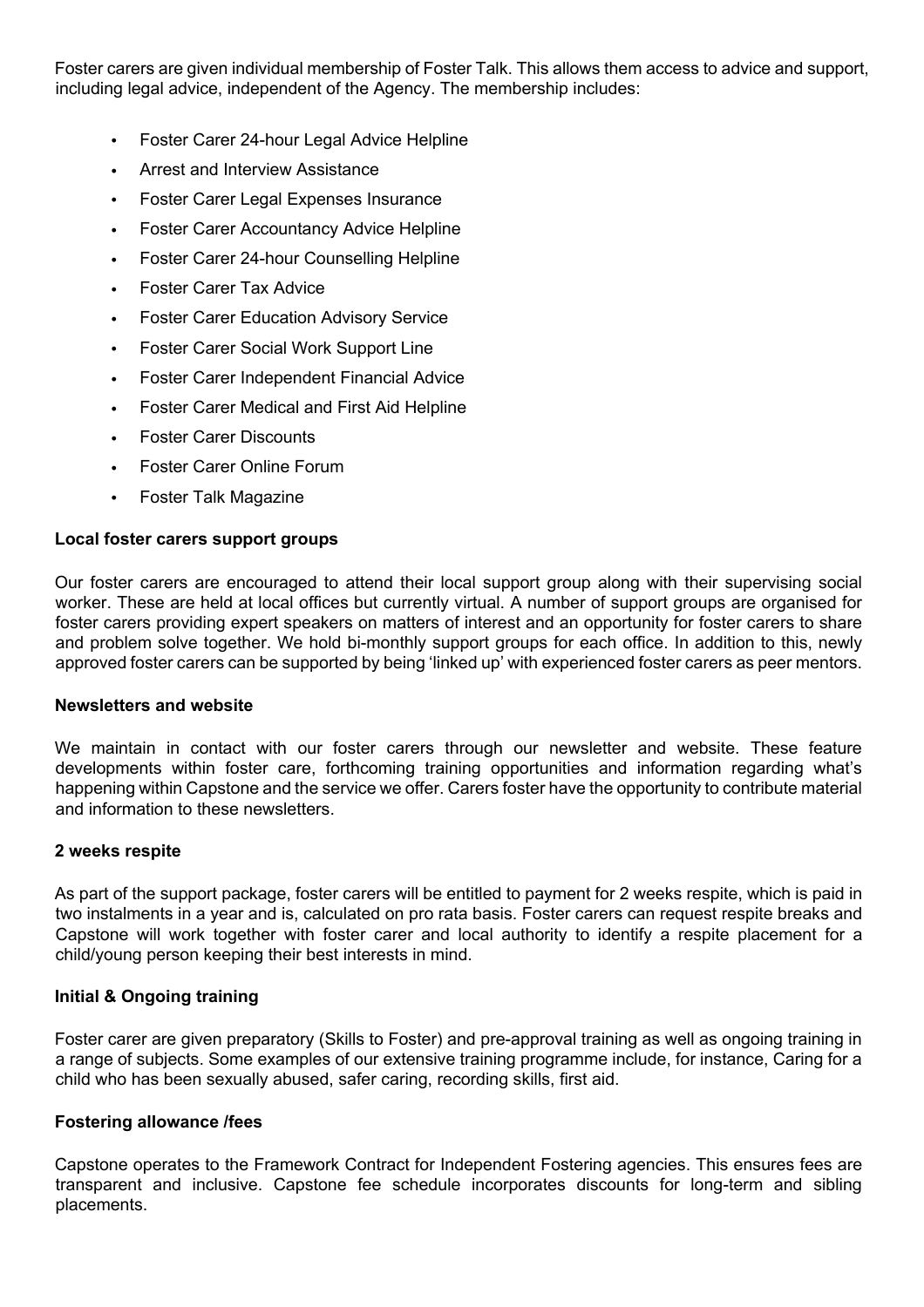Foster carers are given individual membership of Foster Talk. This allows them access to advice and support, including legal advice, independent of the Agency. The membership includes:

- Foster Carer 24-hour Legal Advice Helpline
- Arrest and Interview Assistance
- Foster Carer Legal Expenses Insurance
- Foster Carer Accountancy Advice Helpline
- Foster Carer 24-hour Counselling Helpline
- Foster Carer Tax Advice
- Foster Carer Education Advisory Service
- Foster Carer Social Work Support Line
- Foster Carer Independent Financial Advice
- Foster Carer Medical and First Aid Helpline
- Foster Carer Discounts
- Foster Carer Online Forum
- Foster Talk Magazine

**Local foster carers support groups**

Our foster carers are encouraged to attend their local support group along with their supervising social worker. These are held at local offices but currently virtual. A number of support groups are organised for foster carers providing expert speakers on matters of interest and an opportunity for foster carers to share and problem solve together. We hold bi-monthly support groups for each office. In addition to this, newly approved foster carers can be supported by being 'linked up' with experienced foster carers as peer mentors.

**Newsletters and website**

We maintain in contact with our foster carers through our newsletter and website. These feature developments within foster care, forthcoming training opportunities and information regarding what's happening within Capstone and the service we offer. Carers foster have the opportunity to contribute material and information to these newsletters.

**2 weeks respite**

As part of the support package, foster carers will be entitled to payment for 2 weeks respite, which is paid in two instalments in a year and is, calculated on pro rata basis. Foster carers can request respite breaks and Capstone will work together with foster carer and local authority to identify a respite placement for a child/young person keeping their best interests in mind.

**Initial & Ongoing training**

Foster carer are given preparatory (Skills to Foster) and pre-approval training as well as ongoing training in a range of subjects. Some examples of our extensive training programme include, for instance, Caring for a child who has been sexually abused, safer caring, recording skills, first aid.

**Fostering allowance /fees**

Capstone operates to the Framework Contract for Independent Fostering agencies. This ensures fees are transparent and inclusive. Capstone fee schedule incorporates discounts for long-term and sibling placements.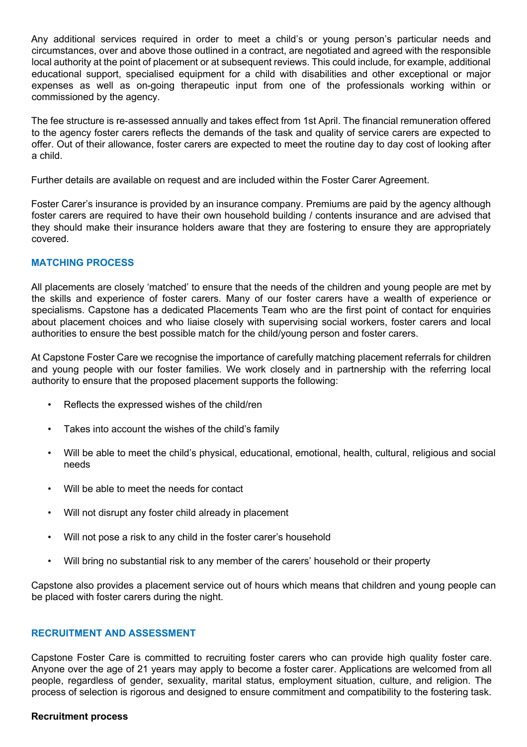Any additional services required in order to meet a child's or young person's particular needs and circumstances, over and above those outlined in a contract, are negotiated and agreed with the responsible local authority at the point of placement or at subsequent reviews. This could include, for example, additional educational support, specialised equipment for a child with disabilities and other exceptional or major expenses as well as on-going therapeutic input from one of the professionals working within or commissioned by the agency.

The fee structure is re-assessed annually and takes effect from 1st April. The financial remuneration offered to the agency foster carers reflects the demands of the task and quality of service carers are expected to offer. Out of their allowance, foster carers are expected to meet the routine day to day cost of looking after a child.

Further details are available on request and are included within the Foster Carer Agreement.

Foster Carer's insurance is provided by an insurance company. Premiums are paid by the agency although foster carers are required to have their own household building / contents insurance and are advised that they should make their insurance holders aware that they are fostering to ensure they are appropriately covered.

## MATCHING PROCESS

All placements are closely 'matched' to ensure that the needs of the children and young people are met by the skills and experience of foster carers. Many of our foster carers have a wealth of experience or specialisms. Capstone has a dedicated Placements Team who are the first point of contact for enquiries about placement choices and who liaise closely with supervising social workers, foster carers and local authorities to ensure the best possible match for the child/young person and foster carers.

At Capstone Foster Care we recognise the importance of carefully matching placement referrals for children and young people with our foster families. We work closely and in partnership with the referring local authority to ensure that the proposed placement supports the following:

- Reflects the expressed wishes of the child/ren
- Takes into account the wishes of the child's family
- Will be able to meet the child's physical, educational, emotional, health, cultural, religious and social needs
- Will be able to meet the needs for contact
- Will not disrupt any foster child already in placement
- Will not pose a risk to any child in the foster carer's household
- Will bring no substantial risk to any member of the carers' household or their property

Capstone also provides a placement service out of hours which means that children and young people can be placed with foster carers during the night.

## RECRUITMENT AND ASSESSMENT

Capstone Foster Care is committed to recruiting foster carers who can provide high quality foster care. Anyone over the age of 21 years may apply to become a foster carer. Applications are welcomed from all people, regardless of gender, sexuality, marital status, employment situation, culture, and religion. The process of selection is rigorous and designed to ensure commitment and compatibility to the fostering task.

**Recruitment process**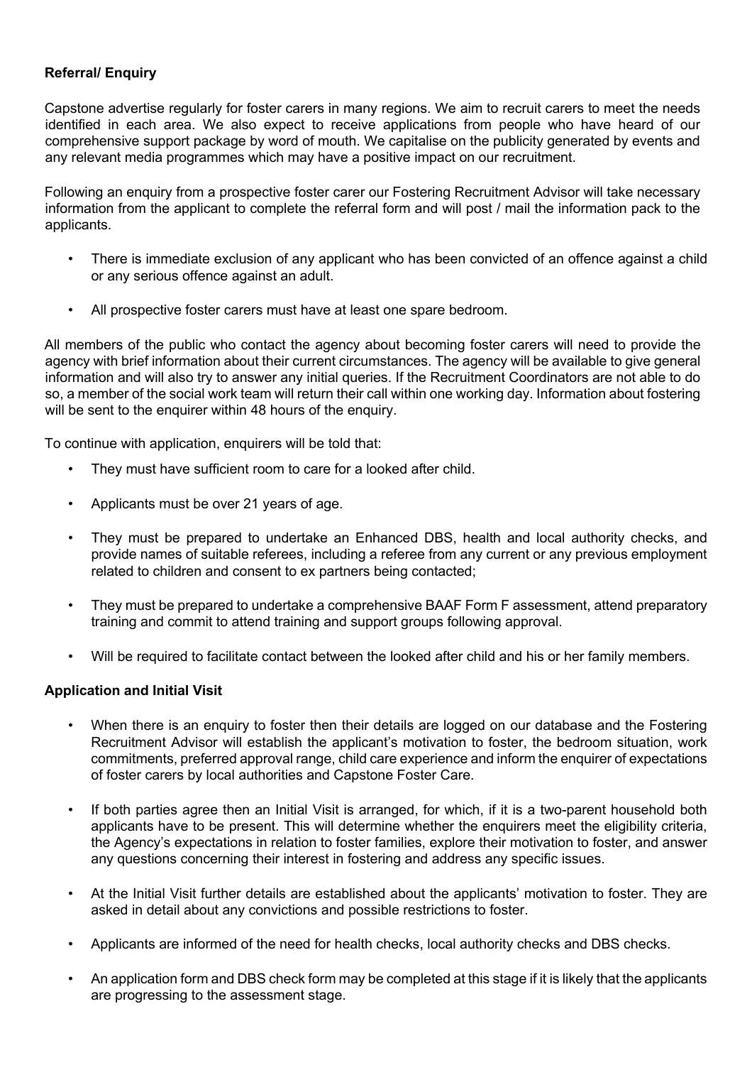**Referral/ Enquiry**

Capstone advertise regularly for foster carers in many regions. We aim to recruit carers to meet the needs identified in each area. We also expect to receive applications from people who have heard of our comprehensive support package by word of mouth. We capitalise on the publicity generated by events and any relevant media programmes which may have a positive impact on our recruitment.

Following an enquiry from a prospective foster carer our Fostering Recruitment Advisor will take necessary information from the applicant to complete the referral form and will post / mail the information pack to the applicants.

- There is immediate exclusion of any applicant who has been convicted of an offence against a child or any serious offence against an adult.
- All prospective foster carers must have at least one spare bedroom.

All members of the public who contact the agency about becoming foster carers will need to provide the agency with brief information about their current circumstances. The agency will be available to give general information and will also try to answer any initial queries. If the Recruitment Coordinators are not able to do so, a member of the social work team will return their call within one working day. Information about fostering will be sent to the enquirer within 48 hours of the enquiry.

To continue with application, enquirers will be told that:

- They must have sufficient room to care for a looked after child.
- Applicants must be over 21 years of age.
- They must be prepared to undertake an Enhanced DBS, health and local authority checks, and provide names of suitable referees, including a referee from any current or any previous employment related to children and consent to ex partners being contacted;
- They must be prepared to undertake a comprehensive BAAF Form F assessment, attend preparatory training and commit to attend training and support groups following approval.
- Will be required to facilitate contact between the looked after child and his or her family members.

**Application and Initial Visit**

- When there is an enquiry to foster then their details are logged on our database and the Fostering Recruitment Advisor will establish the applicant's motivation to foster, the bedroom situation, work commitments, preferred approval range, child care experience and inform the enquirer of expectations of foster carers by local authorities and Capstone Foster Care.
- If both parties agree then an Initial Visit is arranged, for which, if it is a two-parent household both applicants have to be present. This will determine whether the enquirers meet the eligibility criteria, the Agency's expectations in relation to foster families, explore their motivation to foster, and answer any questions concerning their interest in fostering and address any specific issues.
- At the Initial Visit further details are established about the applicants' motivation to foster. They are asked in detail about any convictions and possible restrictions to foster.
- Applicants are informed of the need for health checks, local authority checks and DBS checks.
- An application form and DBS check form may be completed at this stage if it is likely that the applicants are progressing to the assessment stage.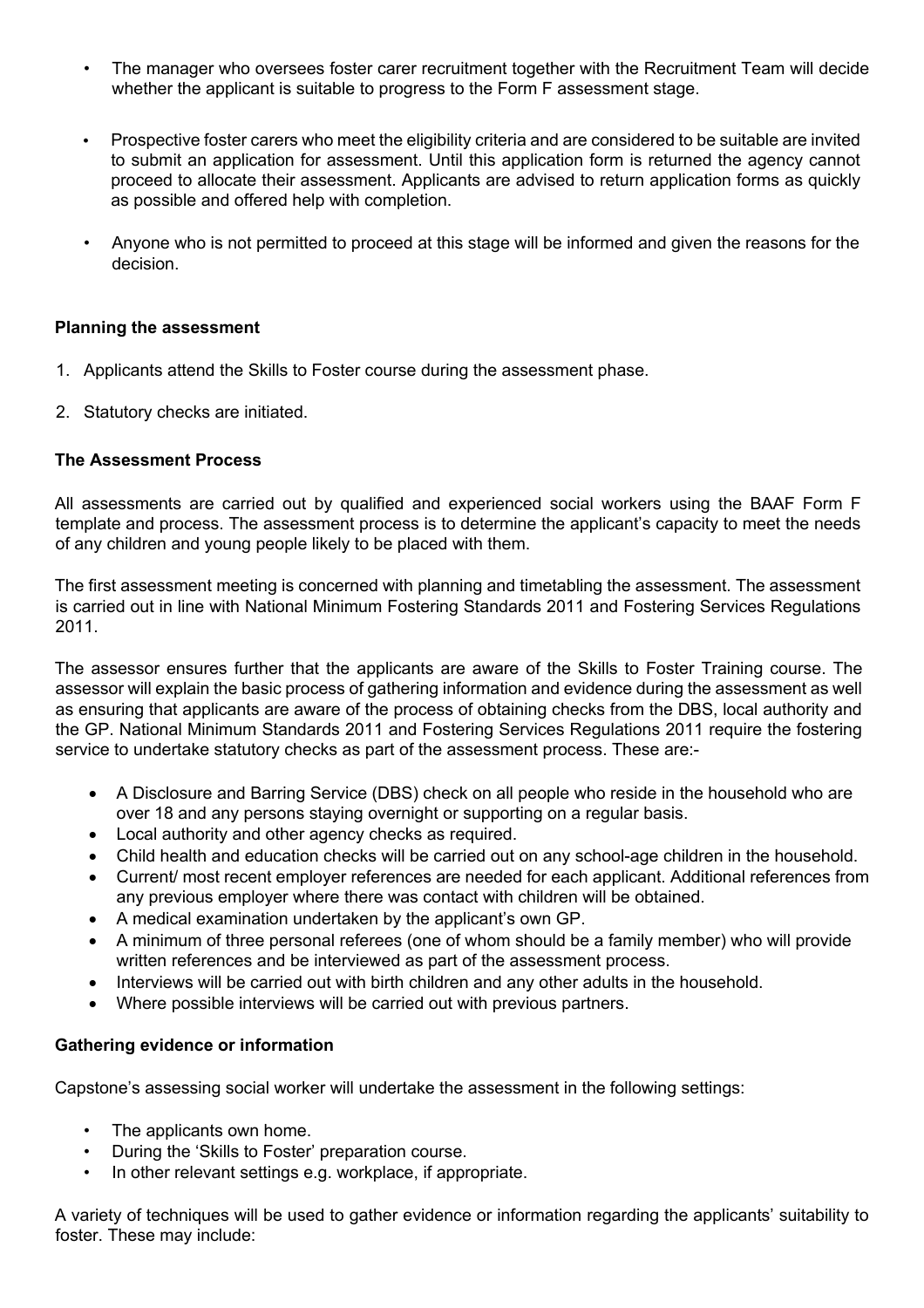- The manager who oversees foster carer recruitment together with the Recruitment Team will decide whether the applicant is suitable to progress to the Form F assessment stage.

- Prospective foster carers who meet the eligibility criteria and are considered to be suitable are invited to submit an application for assessment. Until this application form is returned the agency cannot proceed to allocate their assessment. Applicants are advised to return application forms as quickly as possible and offered help with completion.

- Anyone who is not permitted to proceed at this stage will be informed and given the reasons for the decision.

**Planning the assessment**

1. Applicants attend the Skills to Foster course during the assessment phase.

2. Statutory checks are initiated.

**The Assessment Process**

All assessments are carried out by qualified and experienced social workers using the BAAF Form F template and process. The assessment process is to determine the applicant's capacity to meet the needs of any children and young people likely to be placed with them.

The first assessment meeting is concerned with planning and timetabling the assessment. The assessment is carried out in line with National Minimum Fostering Standards 2011 and Fostering Services Regulations 2011.

The assessor ensures further that the applicants are aware of the Skills to Foster Training course. The assessor will explain the basic process of gathering information and evidence during the assessment as well as ensuring that applicants are aware of the process of obtaining checks from the DBS, local authority and the GP. National Minimum Standards 2011 and Fostering Services Regulations 2011 require the fostering service to undertake statutory checks as part of the assessment process. These are:-

- A Disclosure and Barring Service (DBS) check on all people who reside in the household who are over 18 and any persons staying overnight or supporting on a regular basis.
- Local authority and other agency checks as required.
- Child health and education checks will be carried out on any school-age children in the household.
- Current/ most recent employer references are needed for each applicant. Additional references from any previous employer where there was contact with children will be obtained.
- A medical examination undertaken by the applicant's own GP.
- A minimum of three personal referees (one of whom should be a family member) who will provide written references and be interviewed as part of the assessment process.
- Interviews will be carried out with birth children and any other adults in the household.
- Where possible interviews will be carried out with previous partners.

**Gathering evidence or information**

Capstone's assessing social worker will undertake the assessment in the following settings:

- The applicants own home.
- During the 'Skills to Foster' preparation course.
- In other relevant settings e.g. workplace, if appropriate.

A variety of techniques will be used to gather evidence or information regarding the applicants' suitability to foster. These may include: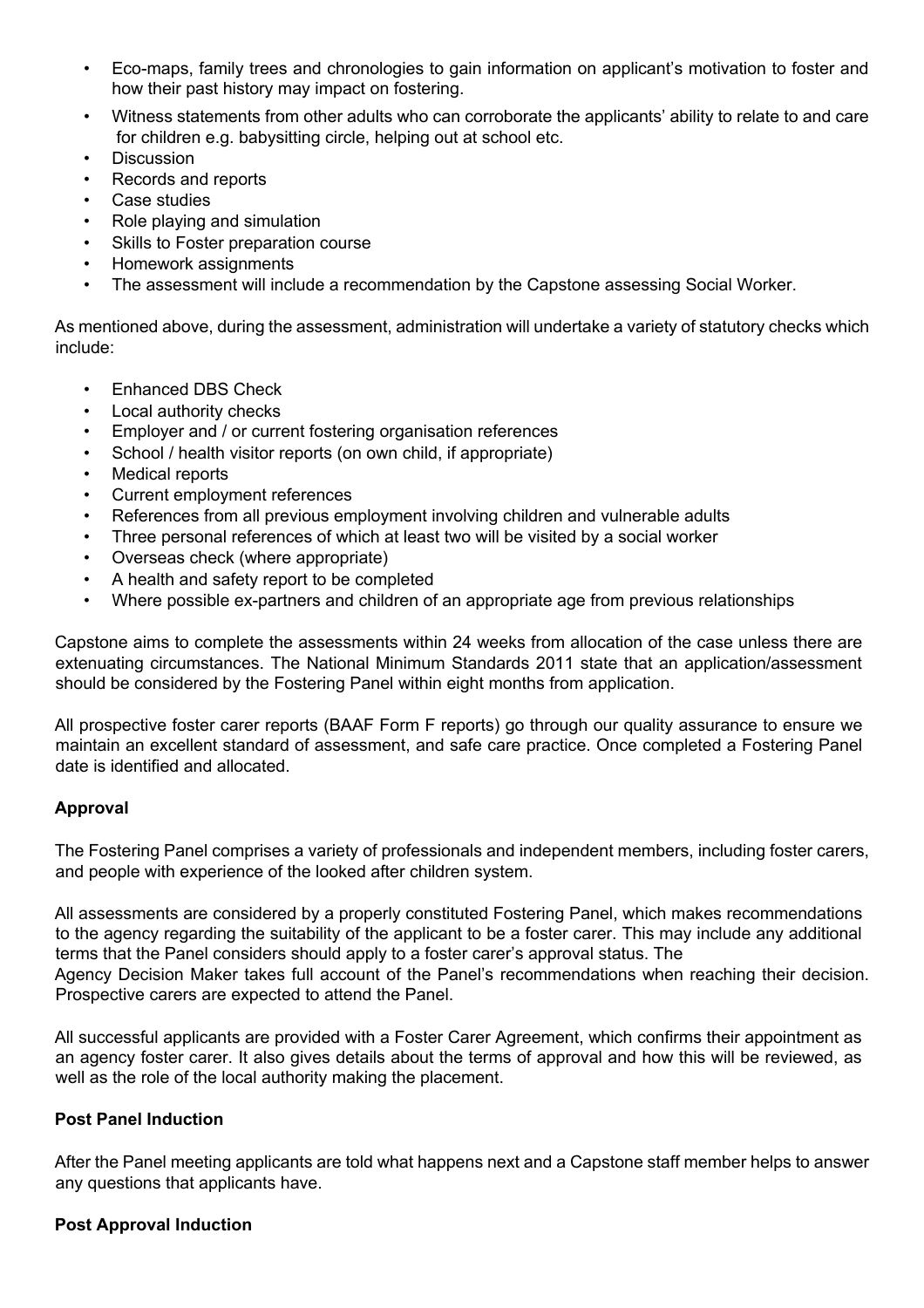- Eco-maps, family trees and chronologies to gain information on applicant's motivation to foster and how their past history may impact on fostering.
- Witness statements from other adults who can corroborate the applicants' ability to relate to and care for children e.g. babysitting circle, helping out at school etc.
- Discussion
- Records and reports
- Case studies
- Role playing and simulation
- Skills to Foster preparation course
- Homework assignments
- The assessment will include a recommendation by the Capstone assessing Social Worker.

As mentioned above, during the assessment, administration will undertake a variety of statutory checks which include:

- Enhanced DBS Check
- Local authority checks
- Employer and / or current fostering organisation references
- School / health visitor reports (on own child, if appropriate)
- Medical reports
- Current employment references
- References from all previous employment involving children and vulnerable adults
- Three personal references of which at least two will be visited by a social worker
- Overseas check (where appropriate)
- A health and safety report to be completed
- Where possible ex-partners and children of an appropriate age from previous relationships

Capstone aims to complete the assessments within 24 weeks from allocation of the case unless there are extenuating circumstances. The National Minimum Standards 2011 state that an application/assessment should be considered by the Fostering Panel within eight months from application.

All prospective foster carer reports (BAAF Form F reports) go through our quality assurance to ensure we maintain an excellent standard of assessment, and safe care practice. Once completed a Fostering Panel date is identified and allocated.

**Approval**

The Fostering Panel comprises a variety of professionals and independent members, including foster carers, and people with experience of the looked after children system.

All assessments are considered by a properly constituted Fostering Panel, which makes recommendations to the agency regarding the suitability of the applicant to be a foster carer. This may include any additional terms that the Panel considers should apply to a foster carer's approval status. The Agency Decision Maker takes full account of the Panel's recommendations when reaching their decision. Prospective carers are expected to attend the Panel.

All successful applicants are provided with a Foster Carer Agreement, which confirms their appointment as an agency foster carer. It also gives details about the terms of approval and how this will be reviewed, as well as the role of the local authority making the placement.

**Post Panel Induction**

After the Panel meeting applicants are told what happens next and a Capstone staff member helps to answer any questions that applicants have.

**Post Approval Induction**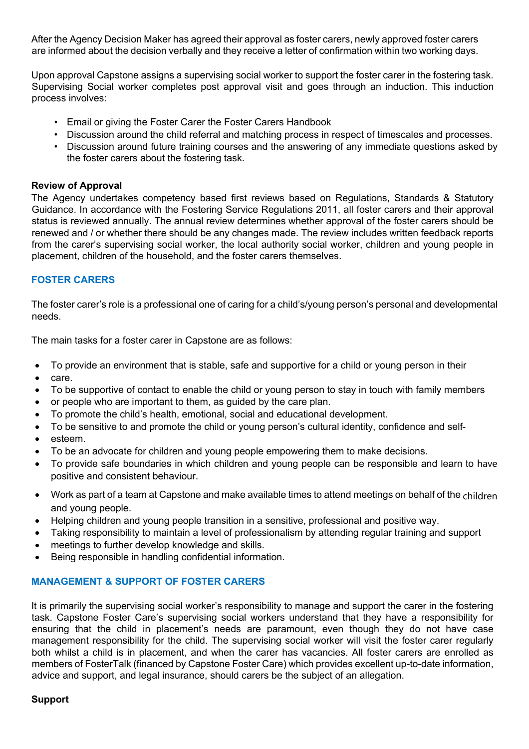After the Agency Decision Maker has agreed their approval as foster carers, newly approved foster carers are informed about the decision verbally and they receive a letter of confirmation within two working days.

Upon approval Capstone assigns a supervising social worker to support the foster carer in the fostering task. Supervising Social worker completes post approval visit and goes through an induction. This induction process involves:

- Email or giving the Foster Carer the Foster Carers Handbook
- Discussion around the child referral and matching process in respect of timescales and processes.
- Discussion around future training courses and the answering of any immediate questions asked by the foster carers about the fostering task.

**Review of Approval**
The Agency undertakes competency based first reviews based on Regulations, Standards & Statutory Guidance. In accordance with the Fostering Service Regulations 2011, all foster carers and their approval status is reviewed annually. The annual review determines whether approval of the foster carers should be renewed and / or whether there should be any changes made. The review includes written feedback reports from the carer's supervising social worker, the local authority social worker, children and young people in placement, children of the household, and the foster carers themselves.

## FOSTER CARERS

The foster carer's role is a professional one of caring for a child's/young person's personal and developmental needs.

The main tasks for a foster carer in Capstone are as follows:

- To provide an environment that is stable, safe and supportive for a child or young person in their
- care.
- To be supportive of contact to enable the child or young person to stay in touch with family members
- or people who are important to them, as guided by the care plan.
- To promote the child's health, emotional, social and educational development.
- To be sensitive to and promote the child or young person's cultural identity, confidence and self-
- esteem.
- To be an advocate for children and young people empowering them to make decisions.
- To provide safe boundaries in which children and young people can be responsible and learn to have positive and consistent behaviour.
- Work as part of a team at Capstone and make available times to attend meetings on behalf of the children and young people.
- Helping children and young people transition in a sensitive, professional and positive way.
- Taking responsibility to maintain a level of professionalism by attending regular training and support
- meetings to further develop knowledge and skills.
- Being responsible in handling confidential information.

## MANAGEMENT & SUPPORT OF FOSTER CARERS

It is primarily the supervising social worker's responsibility to manage and support the carer in the fostering task. Capstone Foster Care's supervising social workers understand that they have a responsibility for ensuring that the child in placement's needs are paramount, even though they do not have case management responsibility for the child. The supervising social worker will visit the foster carer regularly both whilst a child is in placement, and when the carer has vacancies. All foster carers are enrolled as members of FosterTalk (financed by Capstone Foster Care) which provides excellent up-to-date information, advice and support, and legal insurance, should carers be the subject of an allegation.

**Support**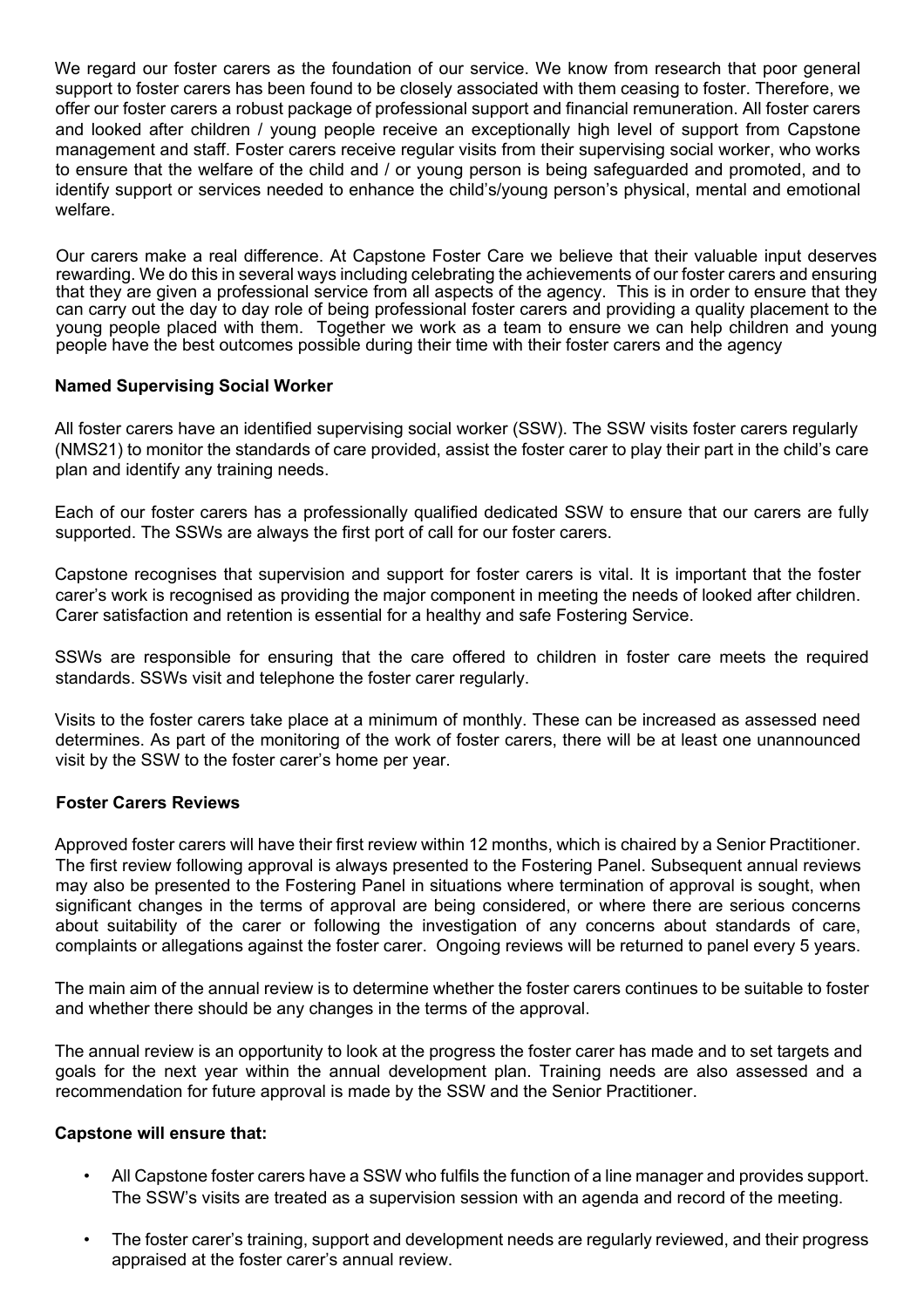We regard our foster carers as the foundation of our service. We know from research that poor general support to foster carers has been found to be closely associated with them ceasing to foster. Therefore, we offer our foster carers a robust package of professional support and financial remuneration. All foster carers and looked after children / young people receive an exceptionally high level of support from Capstone management and staff. Foster carers receive regular visits from their supervising social worker, who works to ensure that the welfare of the child and / or young person is being safeguarded and promoted, and to identify support or services needed to enhance the child's/young person's physical, mental and emotional welfare.

Our carers make a real difference. At Capstone Foster Care we believe that their valuable input deserves rewarding. We do this in several ways including celebrating the achievements of our foster carers and ensuring that they are given a professional service from all aspects of the agency. This is in order to ensure that they can carry out the day to day role of being professional foster carers and providing a quality placement to the young people placed with them. Together we work as a team to ensure we can help children and young people have the best outcomes possible during their time with their foster carers and the agency

**Named Supervising Social Worker**

All foster carers have an identified supervising social worker (SSW). The SSW visits foster carers regularly (NMS21) to monitor the standards of care provided, assist the foster carer to play their part in the child's care plan and identify any training needs.

Each of our foster carers has a professionally qualified dedicated SSW to ensure that our carers are fully supported. The SSWs are always the first port of call for our foster carers.

Capstone recognises that supervision and support for foster carers is vital. It is important that the foster carer's work is recognised as providing the major component in meeting the needs of looked after children. Carer satisfaction and retention is essential for a healthy and safe Fostering Service.

SSWs are responsible for ensuring that the care offered to children in foster care meets the required standards. SSWs visit and telephone the foster carer regularly.

Visits to the foster carers take place at a minimum of monthly. These can be increased as assessed need determines. As part of the monitoring of the work of foster carers, there will be at least one unannounced visit by the SSW to the foster carer's home per year.

**Foster Carers Reviews**

Approved foster carers will have their first review within 12 months, which is chaired by a Senior Practitioner. The first review following approval is always presented to the Fostering Panel. Subsequent annual reviews may also be presented to the Fostering Panel in situations where termination of approval is sought, when significant changes in the terms of approval are being considered, or where there are serious concerns about suitability of the carer or following the investigation of any concerns about standards of care, complaints or allegations against the foster carer. Ongoing reviews will be returned to panel every 5 years.

The main aim of the annual review is to determine whether the foster carers continues to be suitable to foster and whether there should be any changes in the terms of the approval.

The annual review is an opportunity to look at the progress the foster carer has made and to set targets and goals for the next year within the annual development plan. Training needs are also assessed and a recommendation for future approval is made by the SSW and the Senior Practitioner.

**Capstone will ensure that:**

- All Capstone foster carers have a SSW who fulfils the function of a line manager and provides support. The SSW's visits are treated as a supervision session with an agenda and record of the meeting.
- The foster carer's training, support and development needs are regularly reviewed, and their progress appraised at the foster carer's annual review.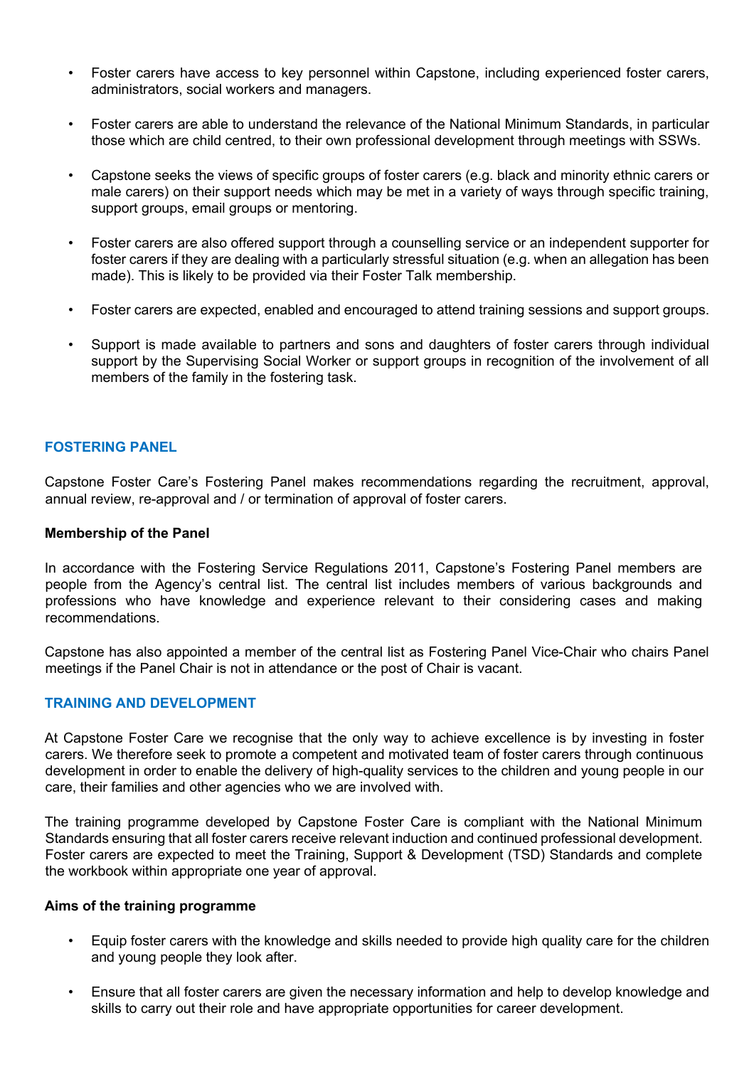- Foster carers have access to key personnel within Capstone, including experienced foster carers, administrators, social workers and managers.

- Foster carers are able to understand the relevance of the National Minimum Standards, in particular those which are child centred, to their own professional development through meetings with SSWs.

- Capstone seeks the views of specific groups of foster carers (e.g. black and minority ethnic carers or male carers) on their support needs which may be met in a variety of ways through specific training, support groups, email groups or mentoring.

- Foster carers are also offered support through a counselling service or an independent supporter for foster carers if they are dealing with a particularly stressful situation (e.g. when an allegation has been made). This is likely to be provided via their Foster Talk membership.

- Foster carers are expected, enabled and encouraged to attend training sessions and support groups.

- Support is made available to partners and sons and daughters of foster carers through individual support by the Supervising Social Worker or support groups in recognition of the involvement of all members of the family in the fostering task.

## FOSTERING PANEL

Capstone Foster Care's Fostering Panel makes recommendations regarding the recruitment, approval, annual review, re-approval and / or termination of approval of foster carers.

**Membership of the Panel**

In accordance with the Fostering Service Regulations 2011, Capstone's Fostering Panel members are people from the Agency's central list. The central list includes members of various backgrounds and professions who have knowledge and experience relevant to their considering cases and making recommendations.

Capstone has also appointed a member of the central list as Fostering Panel Vice-Chair who chairs Panel meetings if the Panel Chair is not in attendance or the post of Chair is vacant.

## TRAINING AND DEVELOPMENT

At Capstone Foster Care we recognise that the only way to achieve excellence is by investing in foster carers. We therefore seek to promote a competent and motivated team of foster carers through continuous development in order to enable the delivery of high-quality services to the children and young people in our care, their families and other agencies who we are involved with.

The training programme developed by Capstone Foster Care is compliant with the National Minimum Standards ensuring that all foster carers receive relevant induction and continued professional development. Foster carers are expected to meet the Training, Support & Development (TSD) Standards and complete the workbook within appropriate one year of approval.

**Aims of the training programme**

- Equip foster carers with the knowledge and skills needed to provide high quality care for the children and young people they look after.

- Ensure that all foster carers are given the necessary information and help to develop knowledge and skills to carry out their role and have appropriate opportunities for career development.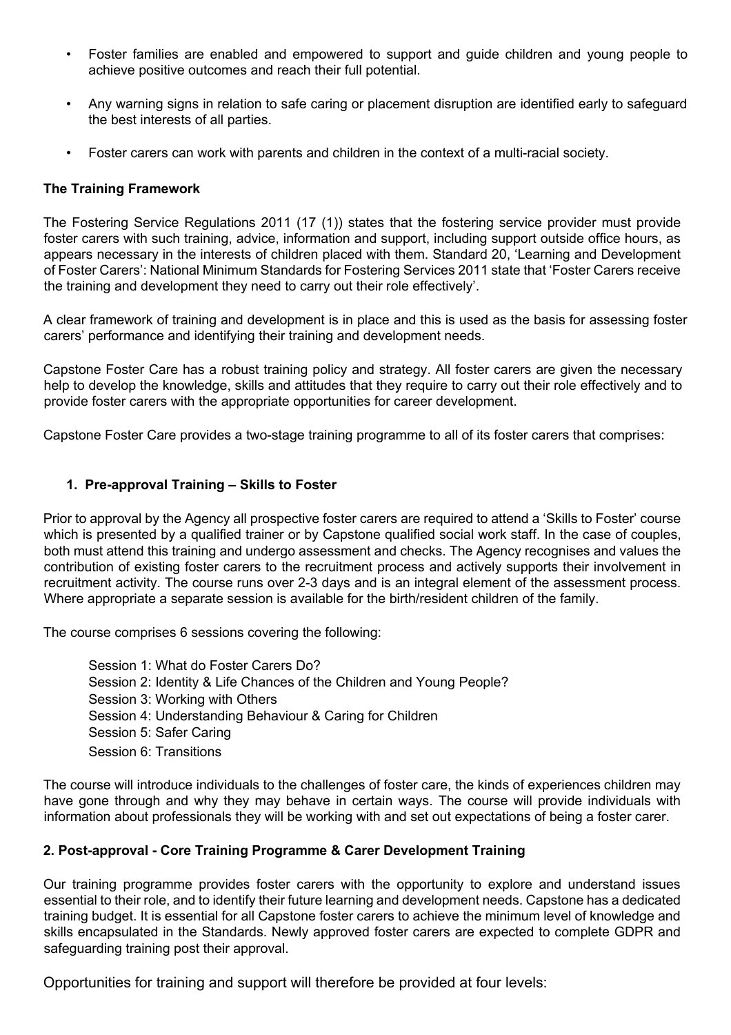- Foster families are enabled and empowered to support and guide children and young people to achieve positive outcomes and reach their full potential.
- Any warning signs in relation to safe caring or placement disruption are identified early to safeguard the best interests of all parties.
- Foster carers can work with parents and children in the context of a multi-racial society.

**The Training Framework**

The Fostering Service Regulations 2011 (17 (1)) states that the fostering service provider must provide foster carers with such training, advice, information and support, including support outside office hours, as appears necessary in the interests of children placed with them. Standard 20, 'Learning and Development of Foster Carers': National Minimum Standards for Fostering Services 2011 state that 'Foster Carers receive the training and development they need to carry out their role effectively'.

A clear framework of training and development is in place and this is used as the basis for assessing foster carers' performance and identifying their training and development needs.

Capstone Foster Care has a robust training policy and strategy. All foster carers are given the necessary help to develop the knowledge, skills and attitudes that they require to carry out their role effectively and to provide foster carers with the appropriate opportunities for career development.

Capstone Foster Care provides a two-stage training programme to all of its foster carers that comprises:

**1. Pre-approval Training – Skills to Foster**

Prior to approval by the Agency all prospective foster carers are required to attend a 'Skills to Foster' course which is presented by a qualified trainer or by Capstone qualified social work staff. In the case of couples, both must attend this training and undergo assessment and checks. The Agency recognises and values the contribution of existing foster carers to the recruitment process and actively supports their involvement in recruitment activity. The course runs over 2-3 days and is an integral element of the assessment process. Where appropriate a separate session is available for the birth/resident children of the family.

The course comprises 6 sessions covering the following:

Session 1: What do Foster Carers Do?
Session 2: Identity & Life Chances of the Children and Young People?
Session 3: Working with Others
Session 4: Understanding Behaviour & Caring for Children
Session 5: Safer Caring
Session 6: Transitions

The course will introduce individuals to the challenges of foster care, the kinds of experiences children may have gone through and why they may behave in certain ways. The course will provide individuals with information about professionals they will be working with and set out expectations of being a foster carer.

**2. Post-approval - Core Training Programme & Carer Development Training**

Our training programme provides foster carers with the opportunity to explore and understand issues essential to their role, and to identify their future learning and development needs. Capstone has a dedicated training budget. It is essential for all Capstone foster carers to achieve the minimum level of knowledge and skills encapsulated in the Standards. Newly approved foster carers are expected to complete GDPR and safeguarding training post their approval.

Opportunities for training and support will therefore be provided at four levels: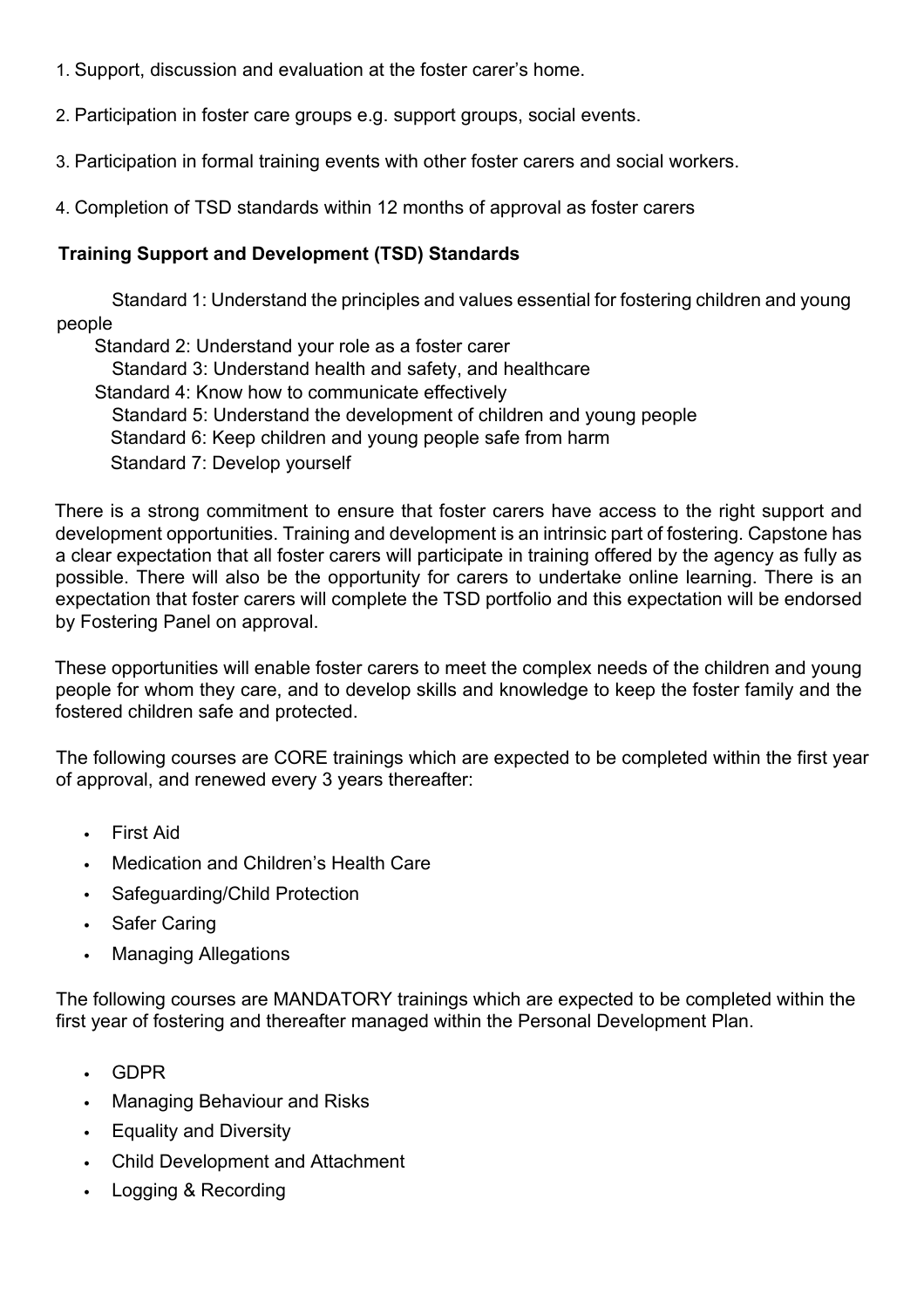1. Support, discussion and evaluation at the foster carer's home.
2. Participation in foster care groups e.g. support groups, social events.
3. Participation in formal training events with other foster carers and social workers.
4. Completion of TSD standards within 12 months of approval as foster carers

**Training Support and Development (TSD) Standards**

Standard 1: Understand the principles and values essential for fostering children and young people
Standard 2: Understand your role as a foster carer
Standard 3: Understand health and safety, and healthcare
Standard 4: Know how to communicate effectively
Standard 5: Understand the development of children and young people
Standard 6: Keep children and young people safe from harm
Standard 7: Develop yourself

There is a strong commitment to ensure that foster carers have access to the right support and development opportunities. Training and development is an intrinsic part of fostering. Capstone has a clear expectation that all foster carers will participate in training offered by the agency as fully as possible. There will also be the opportunity for carers to undertake online learning. There is an expectation that foster carers will complete the TSD portfolio and this expectation will be endorsed by Fostering Panel on approval.

These opportunities will enable foster carers to meet the complex needs of the children and young people for whom they care, and to develop skills and knowledge to keep the foster family and the fostered children safe and protected.

The following courses are CORE trainings which are expected to be completed within the first year of approval, and renewed every 3 years thereafter:

- First Aid
- Medication and Children's Health Care
- Safeguarding/Child Protection
- Safer Caring
- Managing Allegations

The following courses are MANDATORY trainings which are expected to be completed within the first year of fostering and thereafter managed within the Personal Development Plan.

- GDPR
- Managing Behaviour and Risks
- Equality and Diversity
- Child Development and Attachment
- Logging & Recording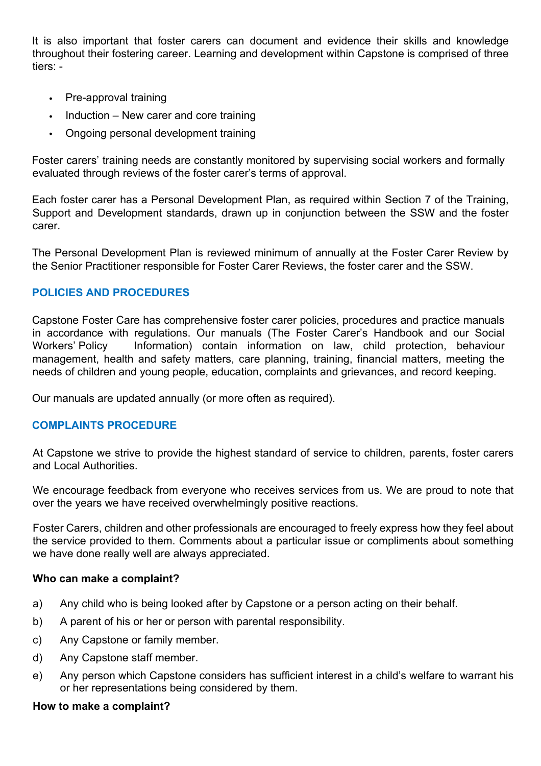It is also important that foster carers can document and evidence their skills and knowledge throughout their fostering career. Learning and development within Capstone is comprised of three tiers: -

- Pre-approval training
- Induction – New carer and core training
- Ongoing personal development training

Foster carers' training needs are constantly monitored by supervising social workers and formally evaluated through reviews of the foster carer's terms of approval.

Each foster carer has a Personal Development Plan, as required within Section 7 of the Training, Support and Development standards, drawn up in conjunction between the SSW and the foster carer.

The Personal Development Plan is reviewed minimum of annually at the Foster Carer Review by the Senior Practitioner responsible for Foster Carer Reviews, the foster carer and the SSW.

## POLICIES AND PROCEDURES

Capstone Foster Care has comprehensive foster carer policies, procedures and practice manuals in accordance with regulations. Our manuals (The Foster Carer's Handbook and our Social Workers' Policy Information) contain information on law, child protection, behaviour management, health and safety matters, care planning, training, financial matters, meeting the needs of children and young people, education, complaints and grievances, and record keeping.

Our manuals are updated annually (or more often as required).

## COMPLAINTS PROCEDURE

At Capstone we strive to provide the highest standard of service to children, parents, foster carers and Local Authorities.

We encourage feedback from everyone who receives services from us. We are proud to note that over the years we have received overwhelmingly positive reactions.

Foster Carers, children and other professionals are encouraged to freely express how they feel about the service provided to them. Comments about a particular issue or compliments about something we have done really well are always appreciated.

**Who can make a complaint?**

a) Any child who is being looked after by Capstone or a person acting on their behalf.

b) A parent of his or her or person with parental responsibility.

c) Any Capstone or family member.

d) Any Capstone staff member.

e) Any person which Capstone considers has sufficient interest in a child's welfare to warrant his or her representations being considered by them.

**How to make a complaint?**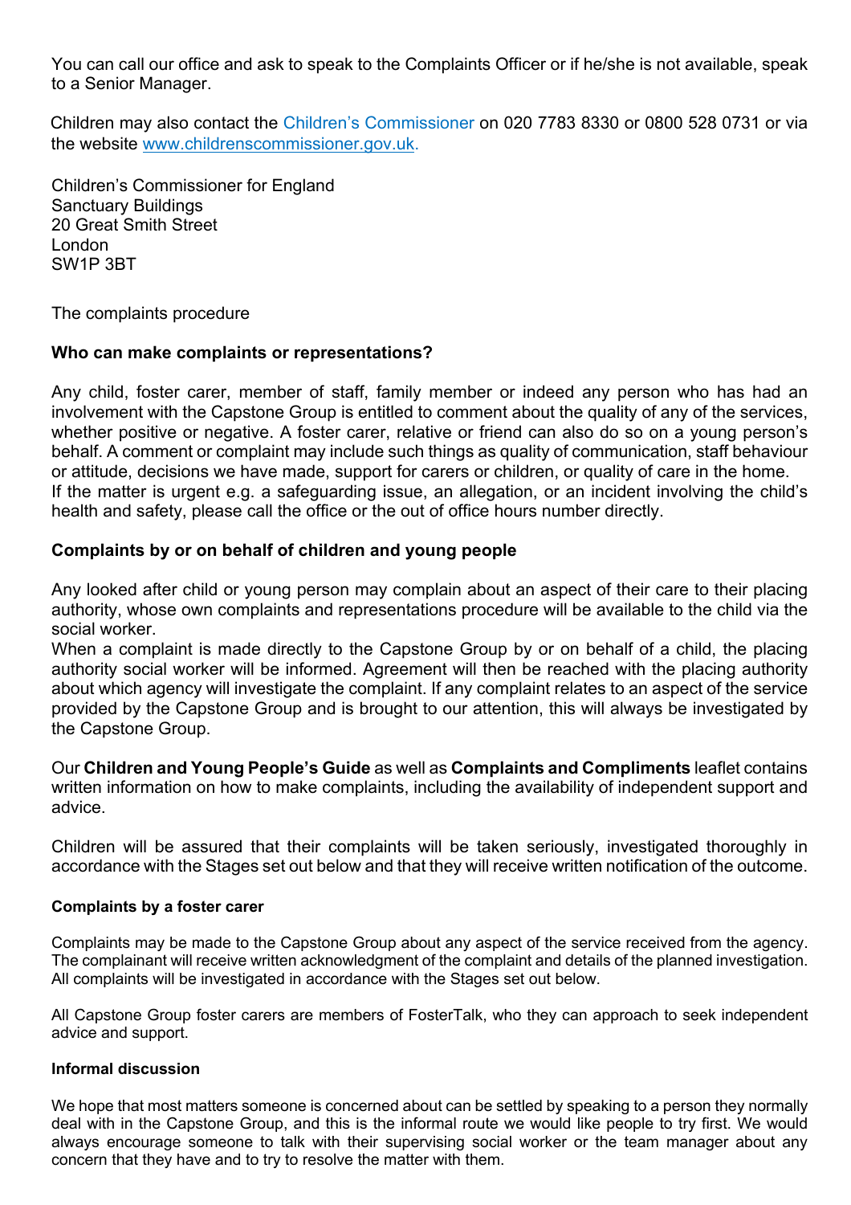You can call our office and ask to speak to the Complaints Officer or if he/she is not available, speak to a Senior Manager.

Children may also contact the Children's Commissioner on 020 7783 8330 or 0800 528 0731 or via the website www.childrenscommissioner.gov.uk.

Children's Commissioner for England
Sanctuary Buildings
20 Great Smith Street
London
SW1P 3BT

The complaints procedure

### Who can make complaints or representations?

Any child, foster carer, member of staff, family member or indeed any person who has had an involvement with the Capstone Group is entitled to comment about the quality of any of the services, whether positive or negative. A foster carer, relative or friend can also do so on a young person's behalf. A comment or complaint may include such things as quality of communication, staff behaviour or attitude, decisions we have made, support for carers or children, or quality of care in the home.
If the matter is urgent e.g. a safeguarding issue, an allegation, or an incident involving the child's health and safety, please call the office or the out of office hours number directly.

### Complaints by or on behalf of children and young people

Any looked after child or young person may complain about an aspect of their care to their placing authority, whose own complaints and representations procedure will be available to the child via the social worker.
When a complaint is made directly to the Capstone Group by or on behalf of a child, the placing authority social worker will be informed. Agreement will then be reached with the placing authority about which agency will investigate the complaint. If any complaint relates to an aspect of the service provided by the Capstone Group and is brought to our attention, this will always be investigated by the Capstone Group.

Our **Children and Young People's Guide** as well as **Complaints and Compliments** leaflet contains written information on how to make complaints, including the availability of independent support and advice.

Children will be assured that their complaints will be taken seriously, investigated thoroughly in accordance with the Stages set out below and that they will receive written notification of the outcome.

#### Complaints by a foster carer

Complaints may be made to the Capstone Group about any aspect of the service received from the agency. The complainant will receive written acknowledgment of the complaint and details of the planned investigation. All complaints will be investigated in accordance with the Stages set out below.

All Capstone Group foster carers are members of FosterTalk, who they can approach to seek independent advice and support.

#### Informal discussion

We hope that most matters someone is concerned about can be settled by speaking to a person they normally deal with in the Capstone Group, and this is the informal route we would like people to try first. We would always encourage someone to talk with their supervising social worker or the team manager about any concern that they have and to try to resolve the matter with them.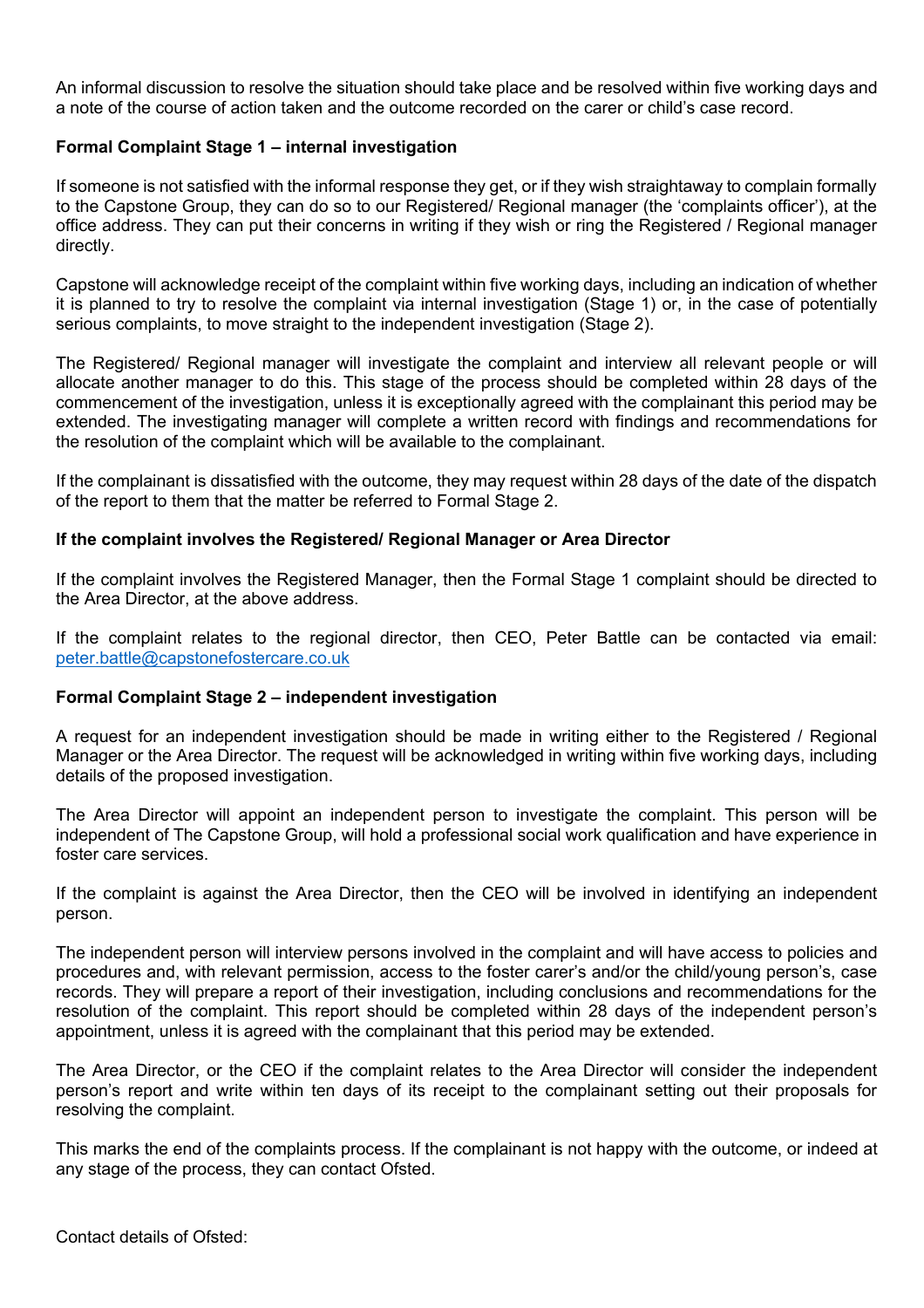An informal discussion to resolve the situation should take place and be resolved within five working days and a note of the course of action taken and the outcome recorded on the carer or child's case record.

**Formal Complaint Stage 1 – internal investigation**

If someone is not satisfied with the informal response they get, or if they wish straightaway to complain formally to the Capstone Group, they can do so to our Registered/ Regional manager (the 'complaints officer'), at the office address. They can put their concerns in writing if they wish or ring the Registered / Regional manager directly.

Capstone will acknowledge receipt of the complaint within five working days, including an indication of whether it is planned to try to resolve the complaint via internal investigation (Stage 1) or, in the case of potentially serious complaints, to move straight to the independent investigation (Stage 2).

The Registered/ Regional manager will investigate the complaint and interview all relevant people or will allocate another manager to do this. This stage of the process should be completed within 28 days of the commencement of the investigation, unless it is exceptionally agreed with the complainant this period may be extended. The investigating manager will complete a written record with findings and recommendations for the resolution of the complaint which will be available to the complainant.

If the complainant is dissatisfied with the outcome, they may request within 28 days of the date of the dispatch of the report to them that the matter be referred to Formal Stage 2.

**If the complaint involves the Registered/ Regional Manager or Area Director**

If the complaint involves the Registered Manager, then the Formal Stage 1 complaint should be directed to the Area Director, at the above address.

If the complaint relates to the regional director, then CEO, Peter Battle can be contacted via email: peter.battle@capstonefostercare.co.uk

**Formal Complaint Stage 2 – independent investigation**

A request for an independent investigation should be made in writing either to the Registered / Regional Manager or the Area Director. The request will be acknowledged in writing within five working days, including details of the proposed investigation.

The Area Director will appoint an independent person to investigate the complaint. This person will be independent of The Capstone Group, will hold a professional social work qualification and have experience in foster care services.

If the complaint is against the Area Director, then the CEO will be involved in identifying an independent person.

The independent person will interview persons involved in the complaint and will have access to policies and procedures and, with relevant permission, access to the foster carer's and/or the child/young person's, case records. They will prepare a report of their investigation, including conclusions and recommendations for the resolution of the complaint. This report should be completed within 28 days of the independent person's appointment, unless it is agreed with the complainant that this period may be extended.

The Area Director, or the CEO if the complaint relates to the Area Director will consider the independent person's report and write within ten days of its receipt to the complainant setting out their proposals for resolving the complaint.

This marks the end of the complaints process. If the complainant is not happy with the outcome, or indeed at any stage of the process, they can contact Ofsted.

Contact details of Ofsted: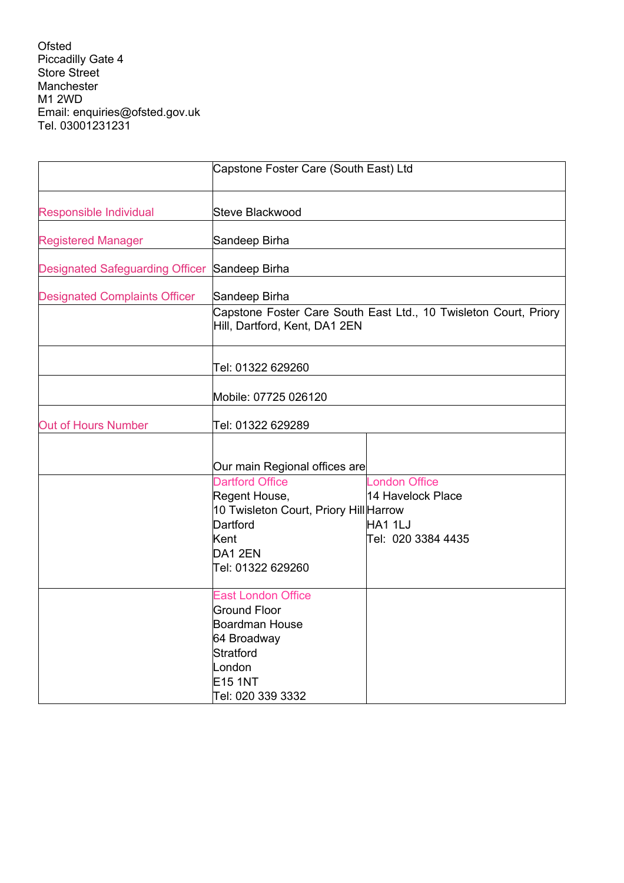Ofsted
Piccadilly Gate 4
Store Street
Manchester
M1 2WD
Email: enquiries@ofsted.gov.uk
Tel. 03001231231

| | | |
|---|---|---|
| | Capstone Foster Care (South East) Ltd | |
| Responsible Individual | Steve Blackwood | |
| Registered Manager | Sandeep Birha | |
| Designated Safeguarding Officer | Sandeep Birha | |
| Designated Complaints Officer | Sandeep Birha | |
| | Capstone Foster Care South East Ltd., 10 Twisleton Court, Priory Hill, Dartford, Kent, DA1 2EN | |
| | Tel: 01322 629260 | |
| | Mobile: 07725 026120 | |
| Out of Hours Number | Tel: 01322 629289 | |
| | Our main Regional offices are | |
| | Dartford Office<br>Regent House,<br>10 Twisleton Court, Priory Hill<br>Dartford<br>Kent<br>DA1 2EN<br>Tel: 01322 629260 | London Office<br>14 Havelock Place<br>Harrow<br>HA1 1LJ<br>Tel: 020 3384 4435 |
| | East London Office<br>Ground Floor<br>Boardman House<br>64 Broadway<br>Stratford<br>London<br>E15 1NT<br>Tel: 020 339 3332 | |